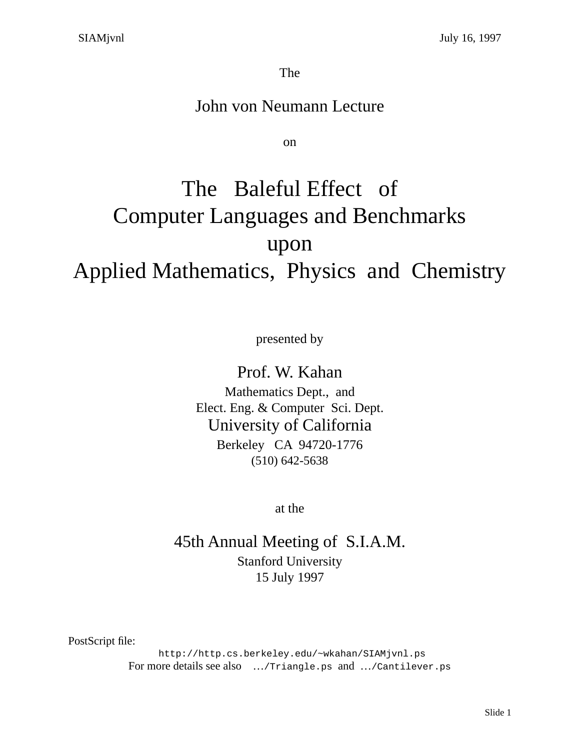The

John von Neumann Lecture

on

# The Baleful Effect of Computer Languages and Benchmarks upon Applied Mathematics, Physics and Chemistry

presented by

Prof. W. Kahan
Mathematics Dept., and
Elect. Eng. & Computer Sci. Dept.
University of California
Berkeley CA 94720-1776
(510) 642-5638

at the

45th Annual Meeting of S.I.A.M.
Stanford University
15 July 1997

PostScript file:
`http://http.cs.berkeley.edu/~wkahan/SIAMjvnl.ps`
For more details see also `…/Triangle.ps` and `…/Cantilever.ps`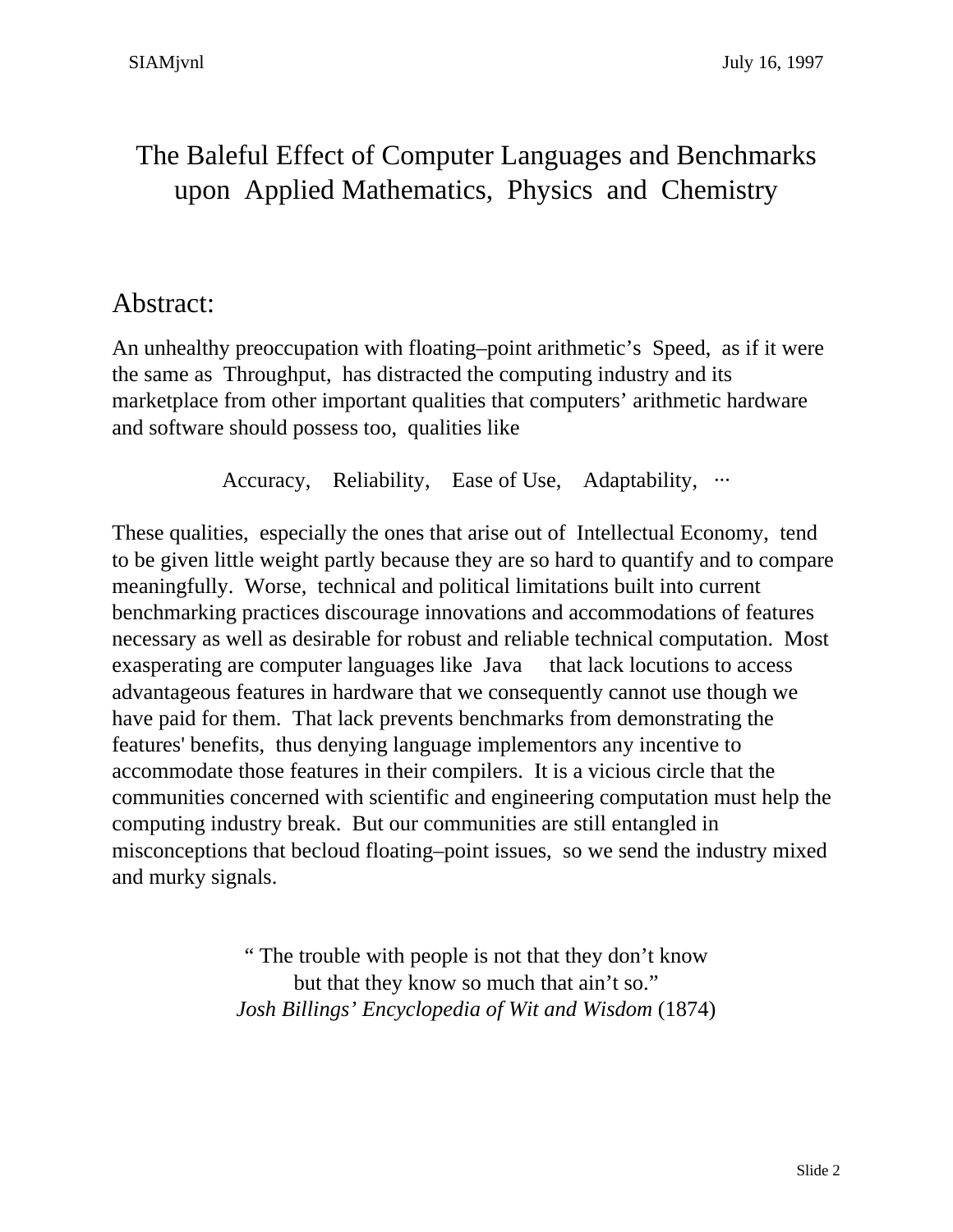# The Baleful Effect of Computer Languages and Benchmarks upon Applied Mathematics, Physics and Chemistry

## Abstract:

An unhealthy preoccupation with floating–point arithmetic's Speed, as if it were the same as Throughput, has distracted the computing industry and its marketplace from other important qualities that computers' arithmetic hardware and software should possess too, qualities like

Accuracy, Reliability, Ease of Use, Adaptability, ···

These qualities, especially the ones that arise out of Intellectual Economy, tend to be given little weight partly because they are so hard to quantify and to compare meaningfully. Worse, technical and political limitations built into current benchmarking practices discourage innovations and accommodations of features necessary as well as desirable for robust and reliable technical computation. Most exasperating are computer languages like Java that lack locutions to access advantageous features in hardware that we consequently cannot use though we have paid for them. That lack prevents benchmarks from demonstrating the features' benefits, thus denying language implementors any incentive to accommodate those features in their compilers. It is a vicious circle that the communities concerned with scientific and engineering computation must help the computing industry break. But our communities are still entangled in misconceptions that becloud floating–point issues, so we send the industry mixed and murky signals.

" The trouble with people is not that they don't know
but that they know so much that ain't so."
*Josh Billings' Encyclopedia of Wit and Wisdom* (1874)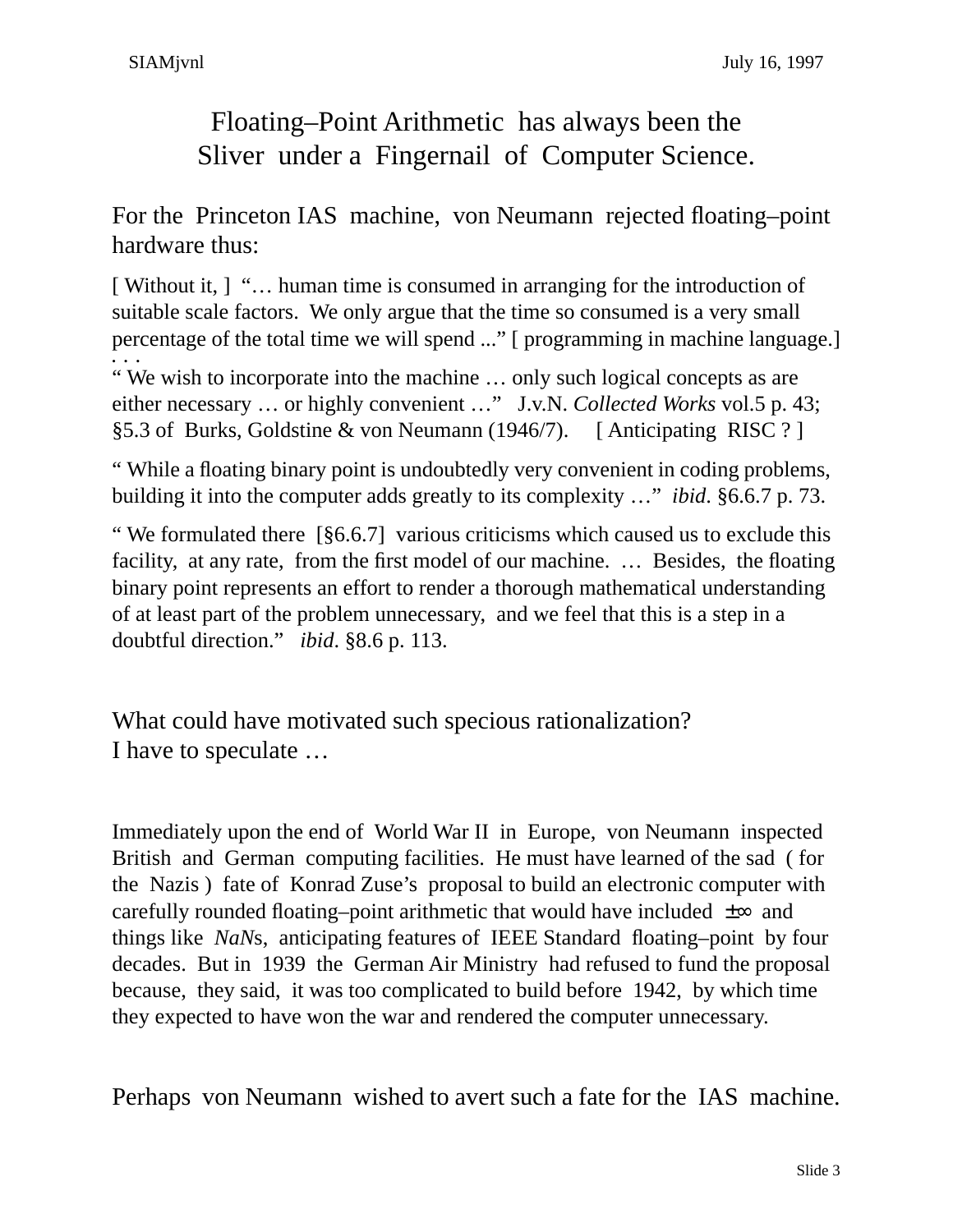# Floating–Point Arithmetic has always been the Sliver under a Fingernail of Computer Science.

For the Princeton IAS machine, von Neumann rejected floating–point hardware thus:

[ Without it, ] "… human time is consumed in arranging for the introduction of suitable scale factors. We only argue that the time so consumed is a very small percentage of the total time we will spend ..." [ programming in machine language.]
. . .
" We wish to incorporate into the machine … only such logical concepts as are either necessary … or highly convenient …" J.v.N. *Collected Works* vol.5 p. 43; §5.3 of Burks, Goldstine & von Neumann (1946/7). [ Anticipating RISC ? ]

" While a floating binary point is undoubtedly very convenient in coding problems, building it into the computer adds greatly to its complexity …" *ibid*. §6.6.7 p. 73.

" We formulated there [§6.6.7] various criticisms which caused us to exclude this facility, at any rate, from the first model of our machine. … Besides, the floating binary point represents an effort to render a thorough mathematical understanding of at least part of the problem unnecessary, and we feel that this is a step in a doubtful direction." *ibid*. §8.6 p. 113.

What could have motivated such specious rationalization?
I have to speculate …

Immediately upon the end of World War II in Europe, von Neumann inspected British and German computing facilities. He must have learned of the sad ( for the Nazis ) fate of Konrad Zuse's proposal to build an electronic computer with carefully rounded floating–point arithmetic that would have included $\pm\infty$ and things like *NaN*s, anticipating features of IEEE Standard floating–point by four decades. But in 1939 the German Air Ministry had refused to fund the proposal because, they said, it was too complicated to build before 1942, by which time they expected to have won the war and rendered the computer unnecessary.

Perhaps von Neumann wished to avert such a fate for the IAS machine.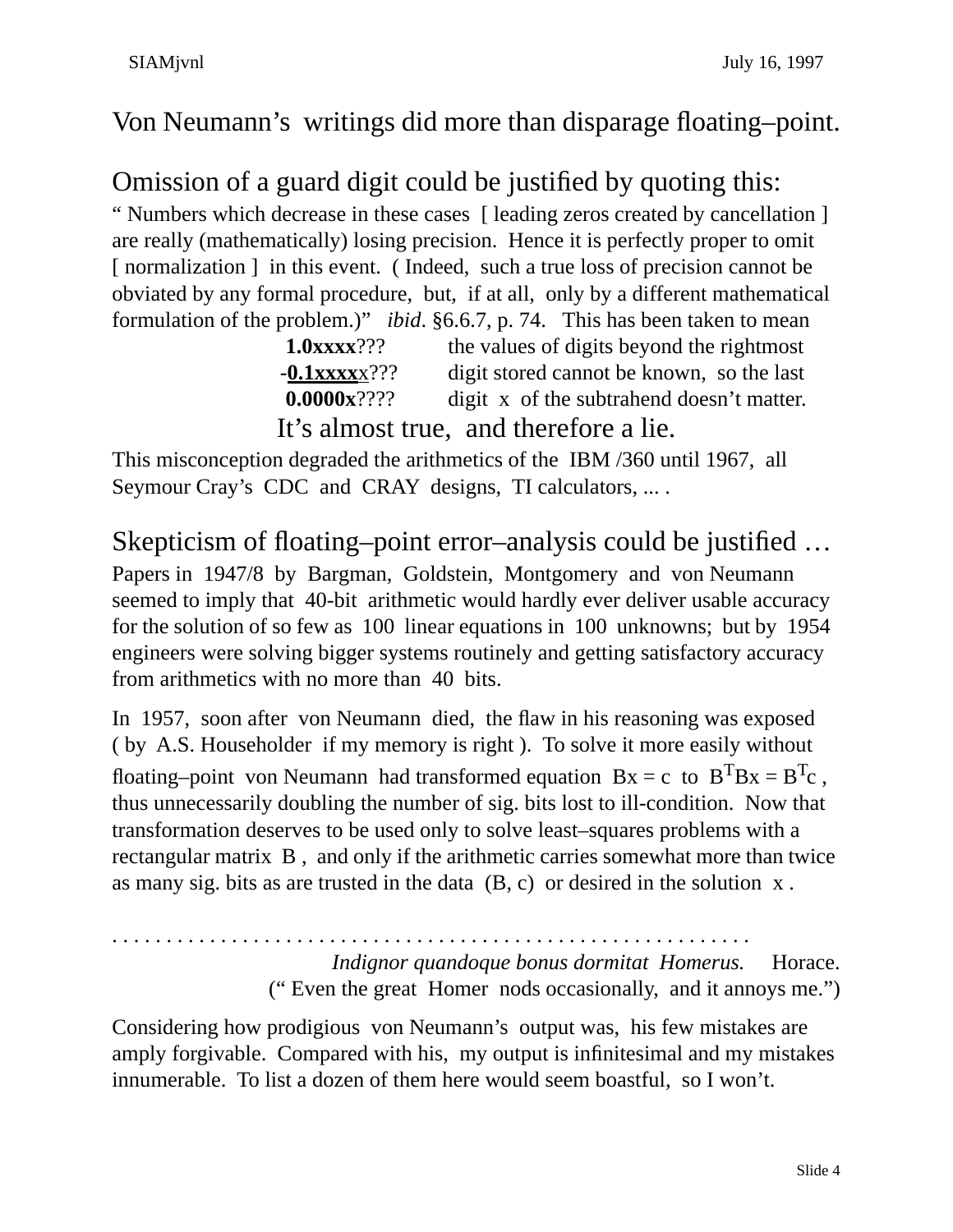## Von Neumann's writings did more than disparage floating–point.

## Omission of a guard digit could be justified by quoting this:

" Numbers which decrease in these cases [ leading zeros created by cancellation ] are really (mathematically) losing precision. Hence it is perfectly proper to omit [ normalization ] in this event. ( Indeed, such a true loss of precision cannot be obviated by any formal procedure, but, if at all, only by a different mathematical formulation of the problem.)" *ibid*. §6.6.7, p. 74. This has been taken to mean

| | |
|---|---|
| **1.0xxxx**??? | the values of digits beyond the rightmost |
| -**0.1xxxx**x??? | digit stored cannot be known, so the last |
| **0.0000x**???? | digit x of the subtrahend doesn't matter. |

It's almost true, and therefore a lie.

This misconception degraded the arithmetics of the IBM /360 until 1967, all Seymour Cray's CDC and CRAY designs, TI calculators, ... .

## Skepticism of floating–point error–analysis could be justified …

Papers in 1947/8 by Bargman, Goldstein, Montgomery and von Neumann seemed to imply that 40-bit arithmetic would hardly ever deliver usable accuracy for the solution of so few as 100 linear equations in 100 unknowns; but by 1954 engineers were solving bigger systems routinely and getting satisfactory accuracy from arithmetics with no more than 40 bits.

In 1957, soon after von Neumann died, the flaw in his reasoning was exposed ( by A.S. Householder if my memory is right ). To solve it more easily without floating–point von Neumann had transformed equation $Bx = c$ to $B^TBx = B^Tc$ , thus unnecessarily doubling the number of sig. bits lost to ill-condition. Now that transformation deserves to be used only to solve least–squares problems with a rectangular matrix B , and only if the arithmetic carries somewhat more than twice as many sig. bits as are trusted in the data (B, c) or desired in the solution x .

. . . . . . . . . . . . . . . . . . . . . . . . . . . . . . . . . . . . . . . . . . . . . . . . . . . . . . . . . .

*Indignor quandoque bonus dormitat Homerus.* Horace.
(" Even the great Homer nods occasionally, and it annoys me.")

Considering how prodigious von Neumann's output was, his few mistakes are amply forgivable. Compared with his, my output is infinitesimal and my mistakes innumerable. To list a dozen of them here would seem boastful, so I won't.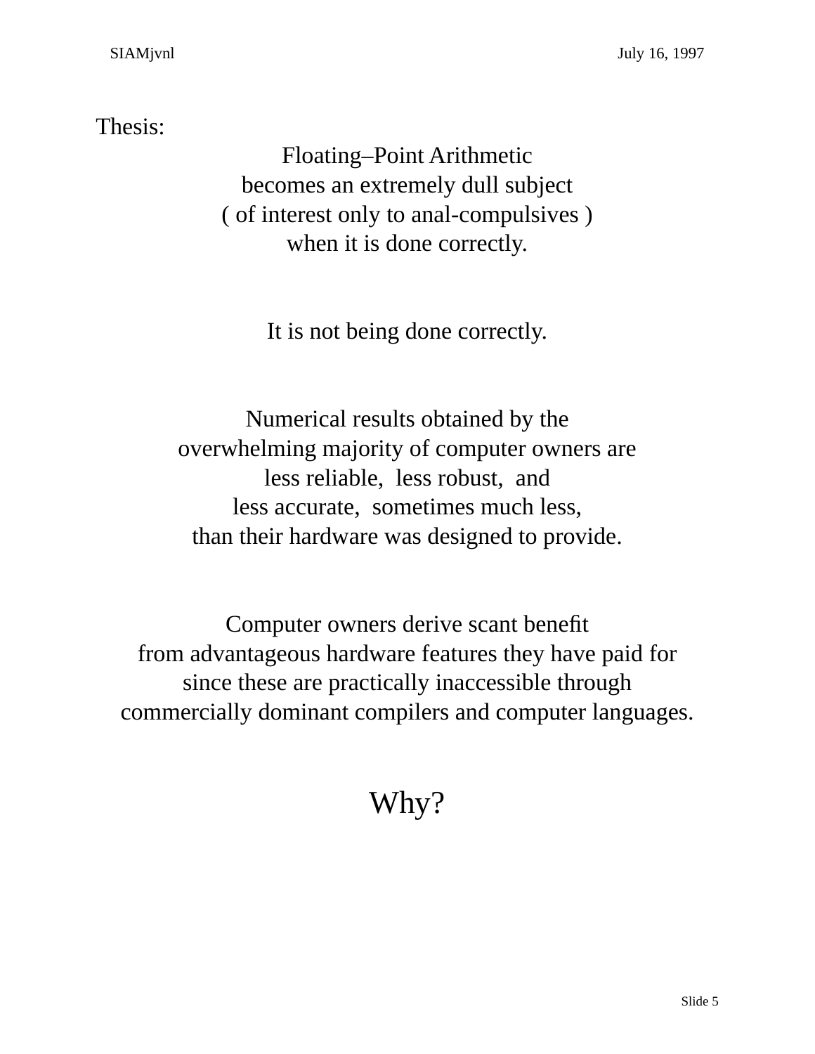Thesis:

Floating–Point Arithmetic
becomes an extremely dull subject
( of interest only to anal-compulsives )
when it is done correctly.

It is not being done correctly.

Numerical results obtained by the
overwhelming majority of computer owners are
less reliable, less robust, and
less accurate, sometimes much less,
than their hardware was designed to provide.

Computer owners derive scant benefit
from advantageous hardware features they have paid for
since these are practically inaccessible through
commercially dominant compilers and computer languages.

## Why?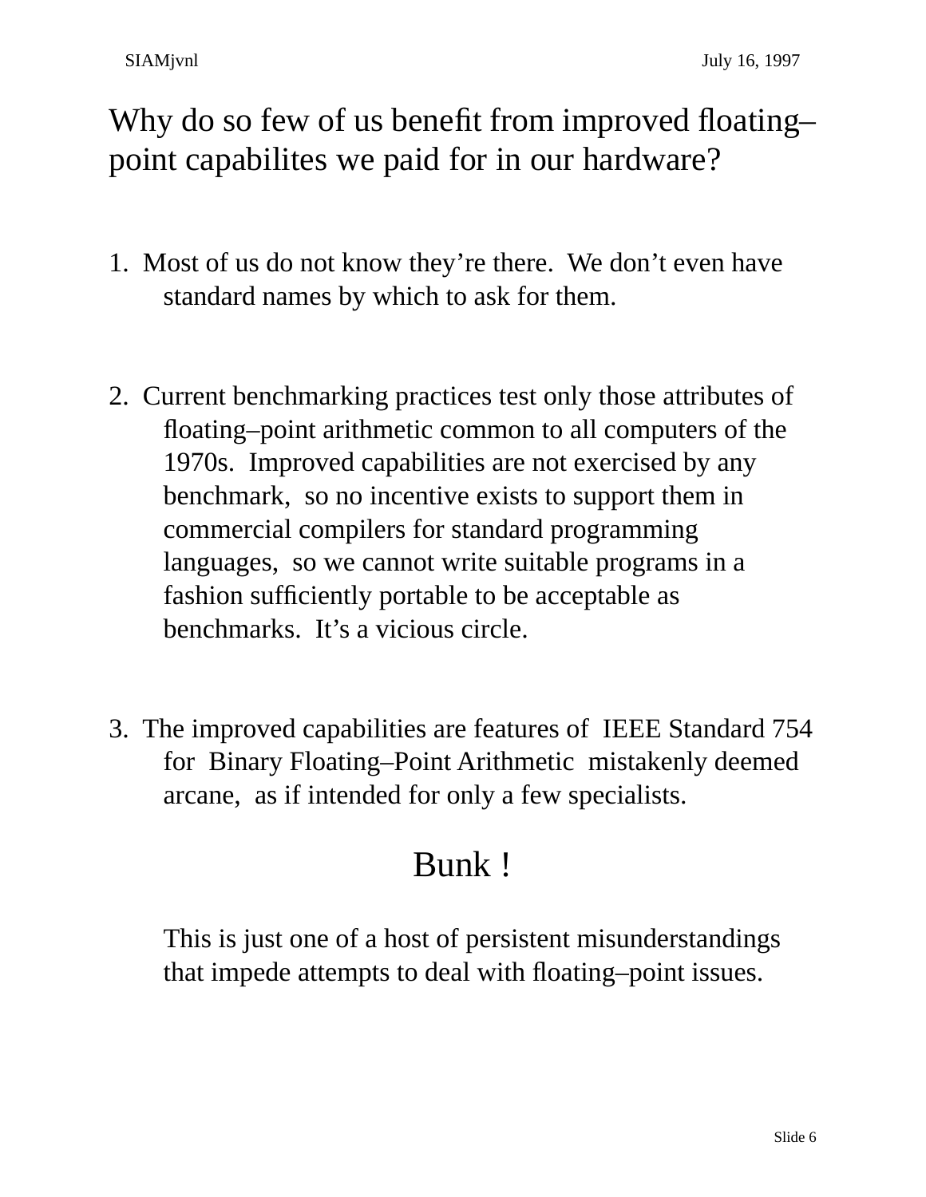# Why do so few of us benefit from improved floating–point capabilites we paid for in our hardware?

1. Most of us do not know they're there. We don't even have standard names by which to ask for them.

2. Current benchmarking practices test only those attributes of floating–point arithmetic common to all computers of the 1970s. Improved capabilities are not exercised by any benchmark, so no incentive exists to support them in commercial compilers for standard programming languages, so we cannot write suitable programs in a fashion sufficiently portable to be acceptable as benchmarks. It's a vicious circle.

3. The improved capabilities are features of IEEE Standard 754 for Binary Floating–Point Arithmetic mistakenly deemed arcane, as if intended for only a few specialists.

## Bunk !

This is just one of a host of persistent misunderstandings that impede attempts to deal with floating–point issues.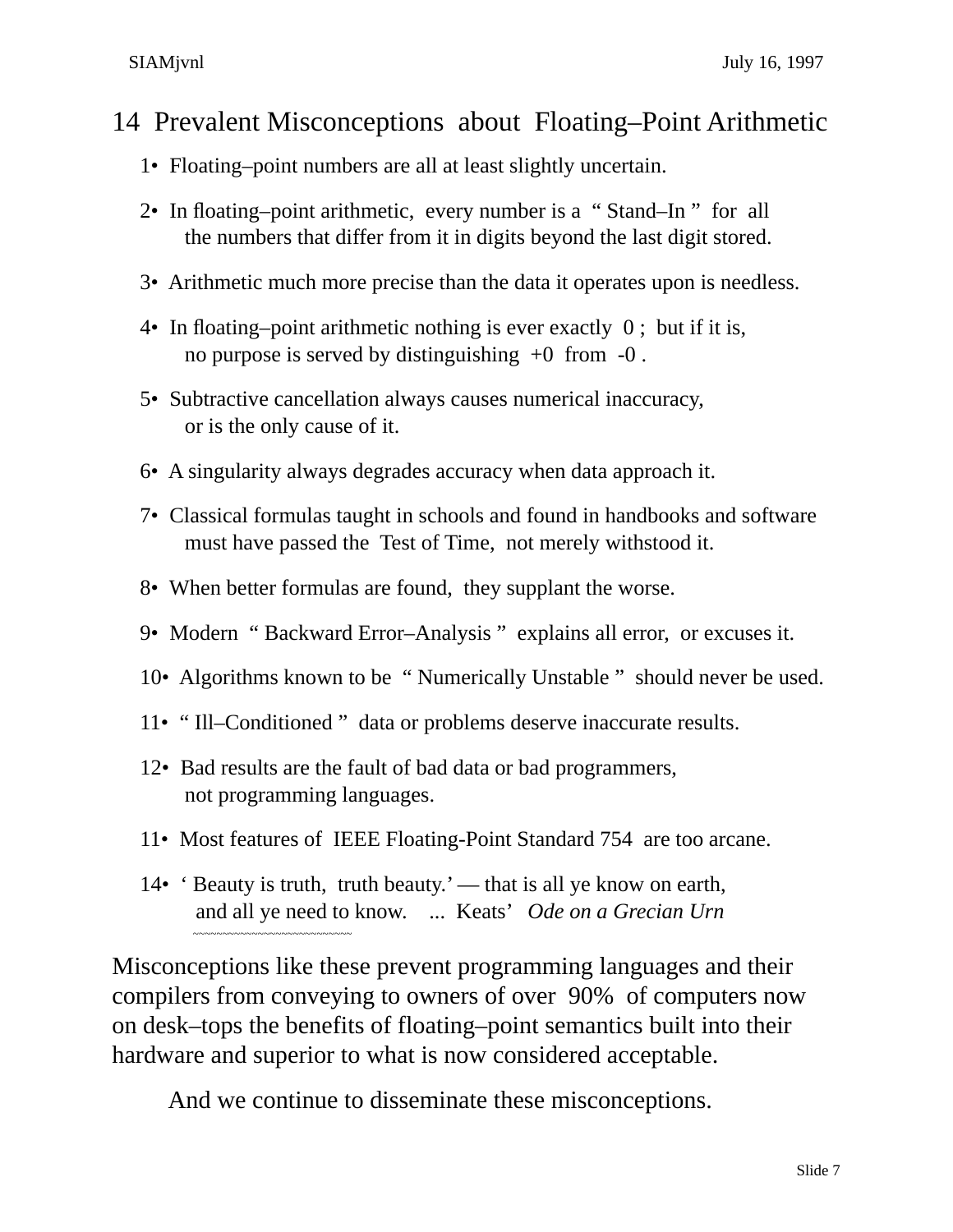# 14 Prevalent Misconceptions about Floating–Point Arithmetic

1• Floating–point numbers are all at least slightly uncertain.

2• In floating–point arithmetic, every number is a " Stand–In " for all the numbers that differ from it in digits beyond the last digit stored.

3• Arithmetic much more precise than the data it operates upon is needless.

4• In floating–point arithmetic nothing is ever exactly 0 ; but if it is, no purpose is served by distinguishing +0 from -0 .

5• Subtractive cancellation always causes numerical inaccuracy, or is the only cause of it.

6• A singularity always degrades accuracy when data approach it.

7• Classical formulas taught in schools and found in handbooks and software must have passed the Test of Time, not merely withstood it.

8• When better formulas are found, they supplant the worse.

9• Modern " Backward Error–Analysis " explains all error, or excuses it.

10• Algorithms known to be " Numerically Unstable " should never be used.

11• " Ill–Conditioned " data or problems deserve inaccurate results.

12• Bad results are the fault of bad data or bad programmers, not programming languages.

11• Most features of IEEE Floating-Point Standard 754 are too arcane.

14• ' Beauty is truth, truth beauty.' — that is all ye know on earth, and all ye need to know. ... Keats' *Ode on a Grecian Urn*

Misconceptions like these prevent programming languages and their compilers from conveying to owners of over 90% of computers now on desk–tops the benefits of floating–point semantics built into their hardware and superior to what is now considered acceptable.

And we continue to disseminate these misconceptions.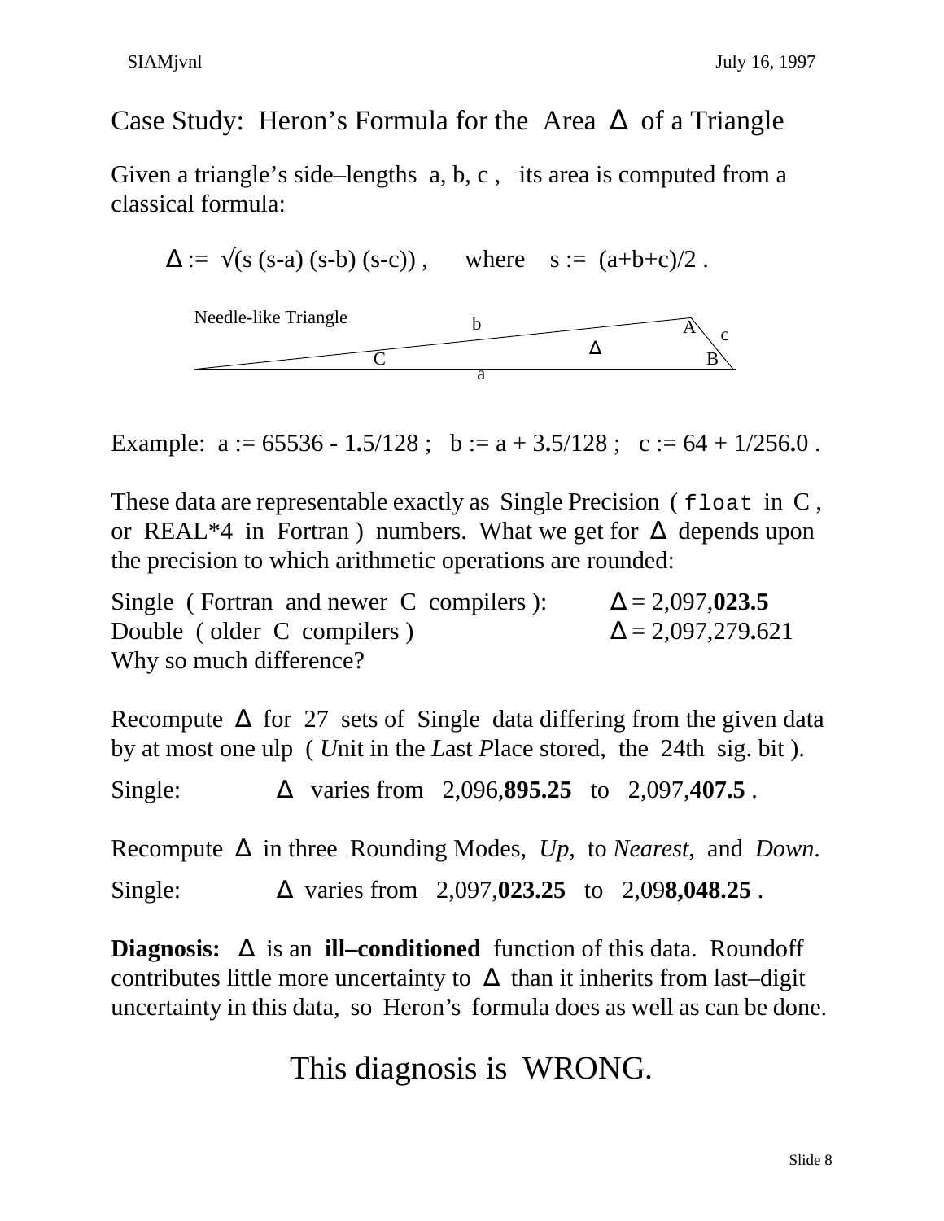# Case Study: Heron's Formula for the Area Δ of a Triangle

Given a triangle's side–lengths a, b, c , its area is computed from a classical formula:

$$\Delta := \sqrt{s(s-a)(s-b)(s-c)}, \quad \text{where} \quad s := (a+b+c)/2 .$$

Needle-like Triangle

Example: a := 65536 - 1**.**5/128 ; b := a + 3**.**5/128 ; c := 64 + 1/256**.**0 .

These data are representable exactly as Single Precision ( `float` in C , or REAL*4 in Fortran ) numbers. What we get for Δ depends upon the precision to which arithmetic operations are rounded:

| | |
|---|---|
| Single ( Fortran and newer C compilers ): | Δ = 2,097,**023.5** |
| Double ( older C compilers ) | Δ = 2,097,279**.**621 |

Why so much difference?

Recompute Δ for 27 sets of Single data differing from the given data by at most one ulp ( *U*nit in the *L*ast *P*lace stored, the 24th sig. bit ).

Single: Δ varies from 2,096,**895.25** to 2,097,**407.5** .

Recompute Δ in three Rounding Modes, *Up*, to *Nearest*, and *Down*.

Single: Δ varies from 2,097,**023.25** to 2,09**8,048.25** .

**Diagnosis:** Δ is an **ill–conditioned** function of this data. Roundoff contributes little more uncertainty to Δ than it inherits from last–digit uncertainty in this data, so Heron's formula does as well as can be done.

## This diagnosis is WRONG.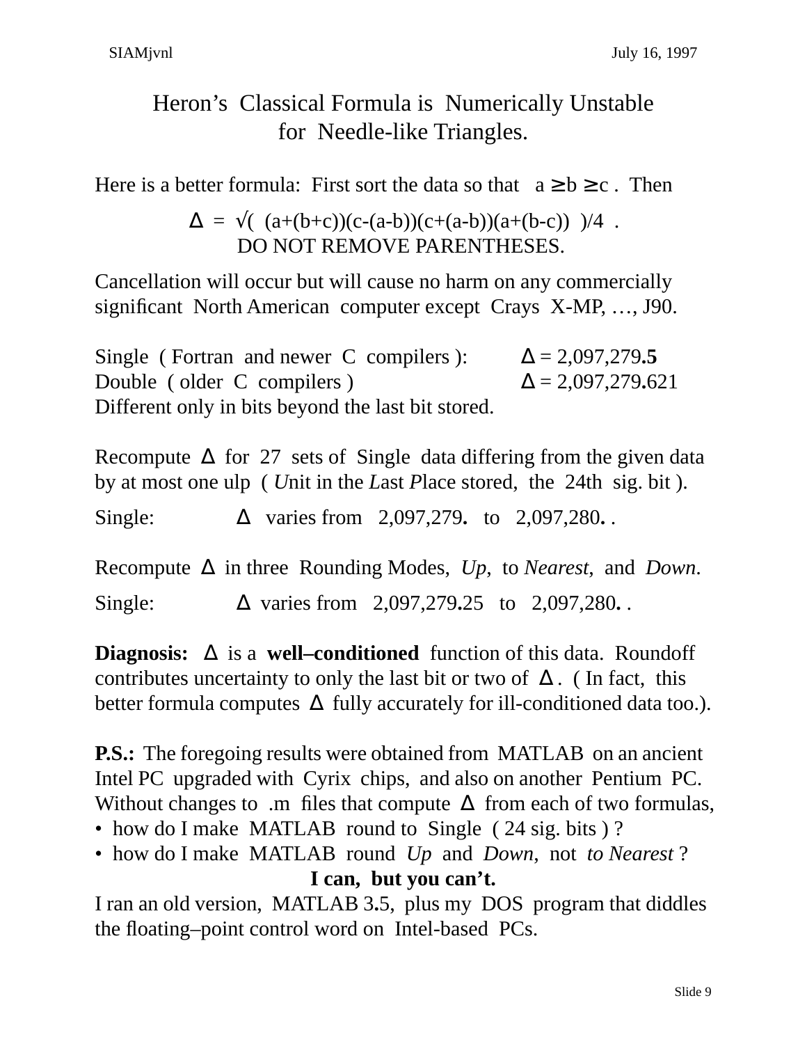# Heron's Classical Formula is Numerically Unstable for Needle-like Triangles.

Here is a better formula: First sort the data so that $a \geq b \geq c$ . Then

$$\Delta = \sqrt{( (a+(b+c))(c-(a-b))(c+(a-b))(a+(b-c)) )}/4 \ .$$

DO NOT REMOVE PARENTHESES.

Cancellation will occur but will cause no harm on any commercially significant North American computer except Crays X-MP, …, J90.

Single ( Fortran and newer C compilers ): $\Delta$ = 2,097,279**.5**
Double ( older C compilers ) $\Delta$ = 2,097,279**.**621
Different only in bits beyond the last bit stored.

Recompute $\Delta$ for 27 sets of Single data differing from the given data by at most one ulp ( *U*nit in the *L*ast *P*lace stored, the 24th sig. bit ).

Single: $\Delta$ varies from 2,097,279**.** to 2,097,280**.** .

Recompute $\Delta$ in three Rounding Modes, *Up*, to *Nearest*, and *Down*.

Single: $\Delta$ varies from 2,097,279**.**25 to 2,097,280**.** .

**Diagnosis:** $\Delta$ is a **well–conditioned** function of this data. Roundoff contributes uncertainty to only the last bit or two of $\Delta$. ( In fact, this better formula computes $\Delta$ fully accurately for ill-conditioned data too.).

**P.S.:** The foregoing results were obtained from MATLAB on an ancient Intel PC upgraded with Cyrix chips, and also on another Pentium PC. Without changes to .m files that compute $\Delta$ from each of two formulas,

- how do I make MATLAB round to Single ( 24 sig. bits ) ?
- how do I make MATLAB round *Up* and *Down*, not *to Nearest* ?

**I can, but you can't.**

I ran an old version, MATLAB 3**.**5, plus my DOS program that diddles the floating–point control word on Intel-based PCs.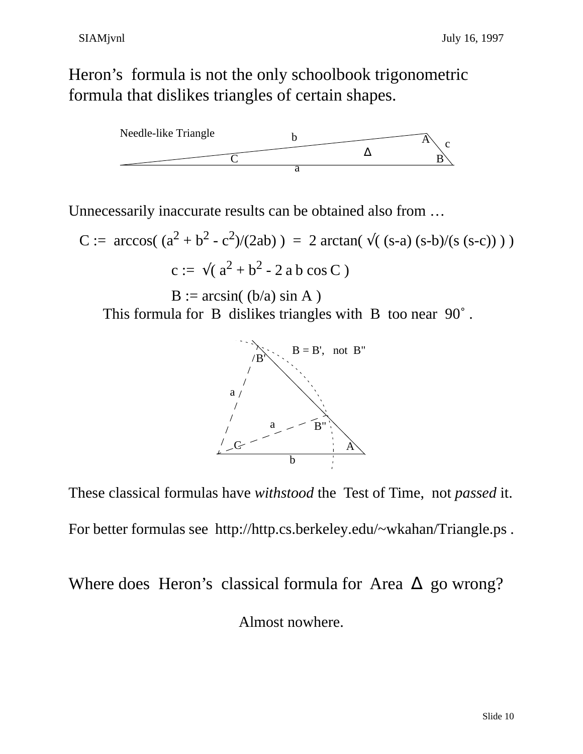# Heron's formula is not the only schoolbook trigonometric formula that dislikes triangles of certain shapes.

Needle-like Triangle

Unnecessarily inaccurate results can be obtained also from …

$$C := \arccos( (a^2 + b^2 - c^2)/(2ab) ) = 2 \arctan( \sqrt{(s-a)(s-b)/(s(s-c))} )$$

$$c := \sqrt{a^2 + b^2 - 2ab \cos C}$$

$$B := \arcsin( (b/a) \sin A )$$

This formula for $B$ dislikes triangles with $B$ too near $90^\circ$.

B = B', not B"

These classical formulas have *withstood* the Test of Time, not *passed* it.

For better formulas see http://http.cs.berkeley.edu/~wkahan/Triangle.ps .

## Where does Heron's classical formula for Area $\Delta$ go wrong?

Almost nowhere.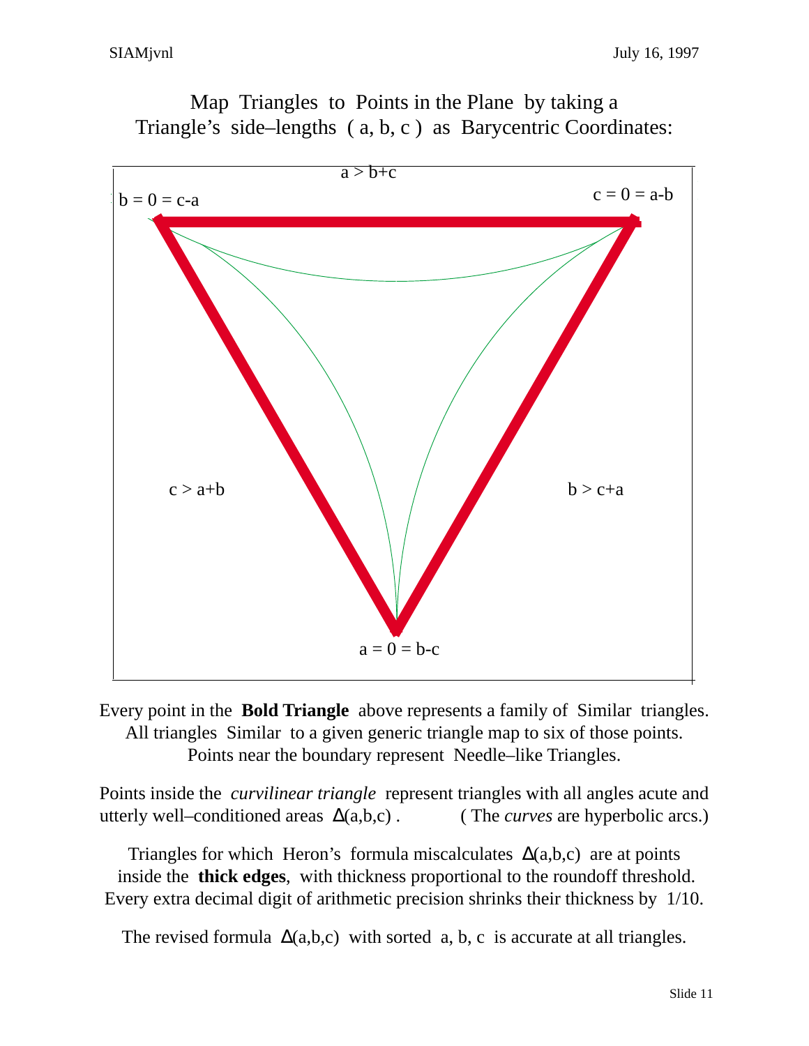# Map Triangles to Points in the Plane by taking a Triangle's side–lengths ( a, b, c ) as Barycentric Coordinates:

a > b+c

b = 0 = c-a

c = 0 = a-b

c > a+b

b > c+a

a = 0 = b-c

Every point in the **Bold Triangle** above represents a family of Similar triangles. All triangles Similar to a given generic triangle map to six of those points. Points near the boundary represent Needle–like Triangles.

Points inside the *curvilinear triangle* represent triangles with all angles acute and utterly well–conditioned areas $\Delta(a,b,c)$ . ( The *curves* are hyperbolic arcs.)

Triangles for which Heron's formula miscalculates $\Delta(a,b,c)$ are at points inside the **thick edges**, with thickness proportional to the roundoff threshold. Every extra decimal digit of arithmetic precision shrinks their thickness by 1/10.

The revised formula $\Delta(a,b,c)$ with sorted a, b, c is accurate at all triangles.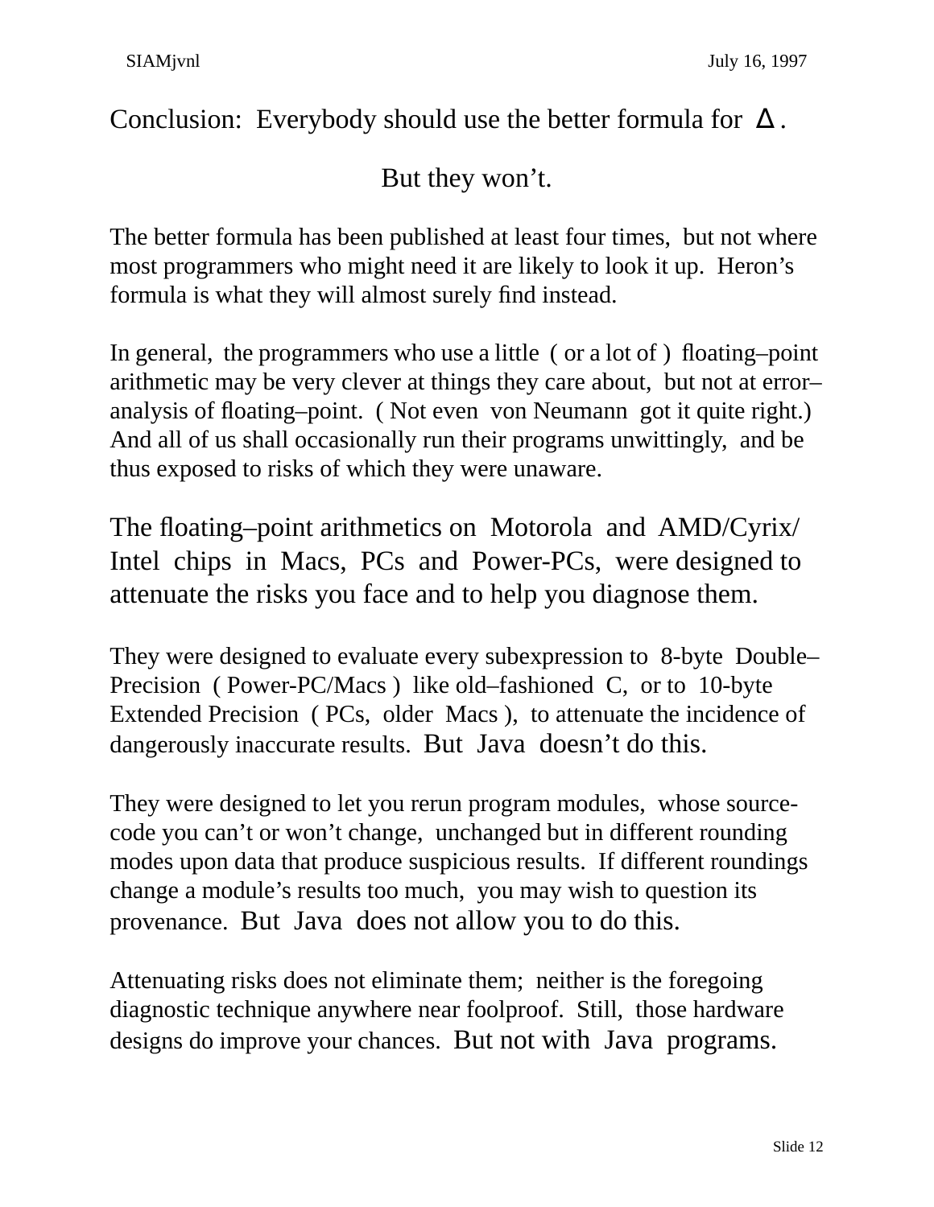Conclusion: Everybody should use the better formula for $\Delta$.

But they won't.

The better formula has been published at least four times, but not where most programmers who might need it are likely to look it up. Heron's formula is what they will almost surely find instead.

In general, the programmers who use a little ( or a lot of ) floating–point arithmetic may be very clever at things they care about, but not at error–analysis of floating–point. ( Not even von Neumann got it quite right.) And all of us shall occasionally run their programs unwittingly, and be thus exposed to risks of which they were unaware.

The floating–point arithmetics on Motorola and AMD/Cyrix/Intel chips in Macs, PCs and Power-PCs, were designed to attenuate the risks you face and to help you diagnose them.

They were designed to evaluate every subexpression to 8-byte Double–Precision ( Power-PC/Macs ) like old–fashioned C, or to 10-byte Extended Precision ( PCs, older Macs ), to attenuate the incidence of dangerously inaccurate results. But Java doesn't do this.

They were designed to let you rerun program modules, whose source-code you can't or won't change, unchanged but in different rounding modes upon data that produce suspicious results. If different roundings change a module's results too much, you may wish to question its provenance. But Java does not allow you to do this.

Attenuating risks does not eliminate them; neither is the foregoing diagnostic technique anywhere near foolproof. Still, those hardware designs do improve your chances. But not with Java programs.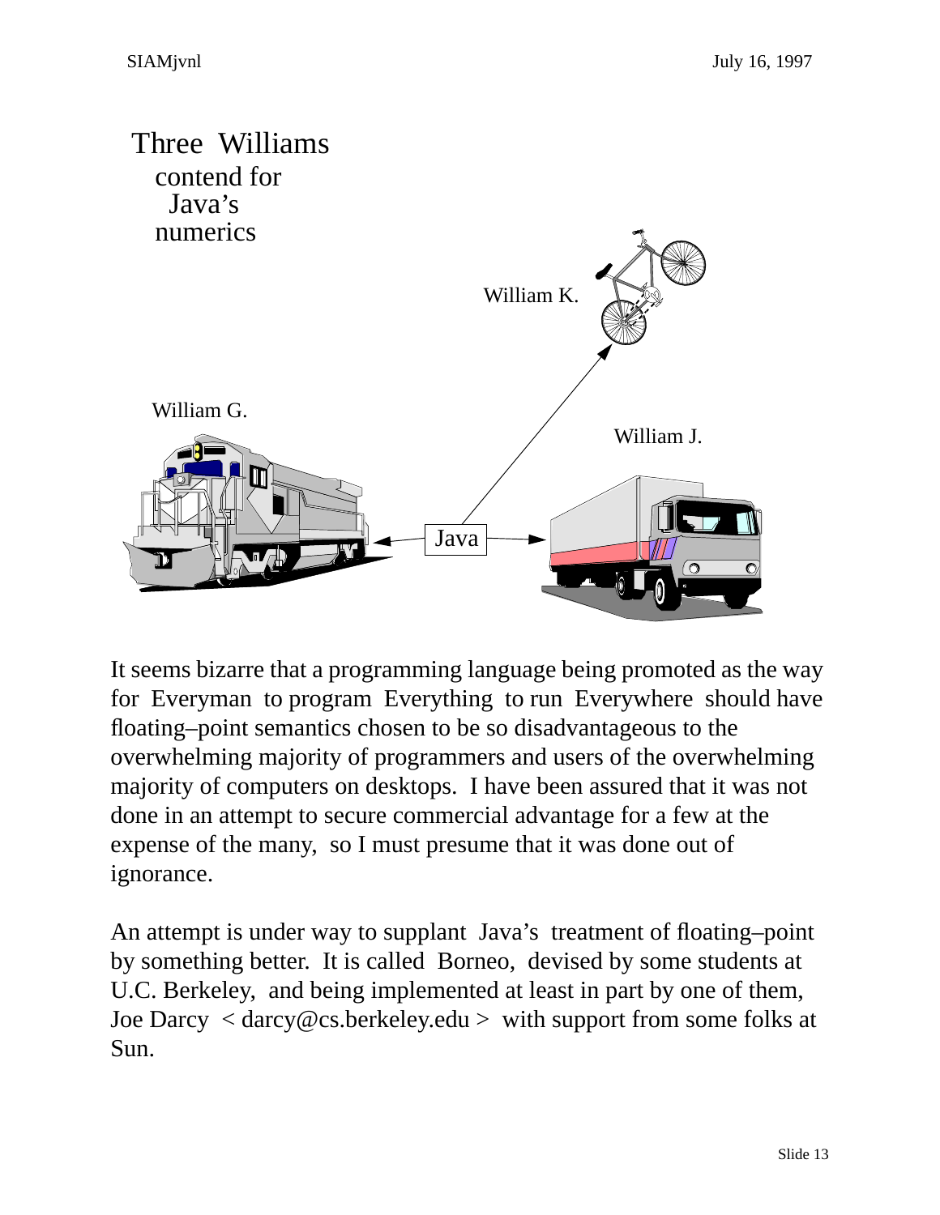# Three Williams contend for Java's numerics

William K.

William G.

William J.

Java

It seems bizarre that a programming language being promoted as the way for Everyman to program Everything to run Everywhere should have floating–point semantics chosen to be so disadvantageous to the overwhelming majority of programmers and users of the overwhelming majority of computers on desktops. I have been assured that it was not done in an attempt to secure commercial advantage for a few at the expense of the many, so I must presume that it was done out of ignorance.

An attempt is under way to supplant Java's treatment of floating–point by something better. It is called Borneo, devised by some students at U.C. Berkeley, and being implemented at least in part by one of them, Joe Darcy < darcy@cs.berkeley.edu > with support from some folks at Sun.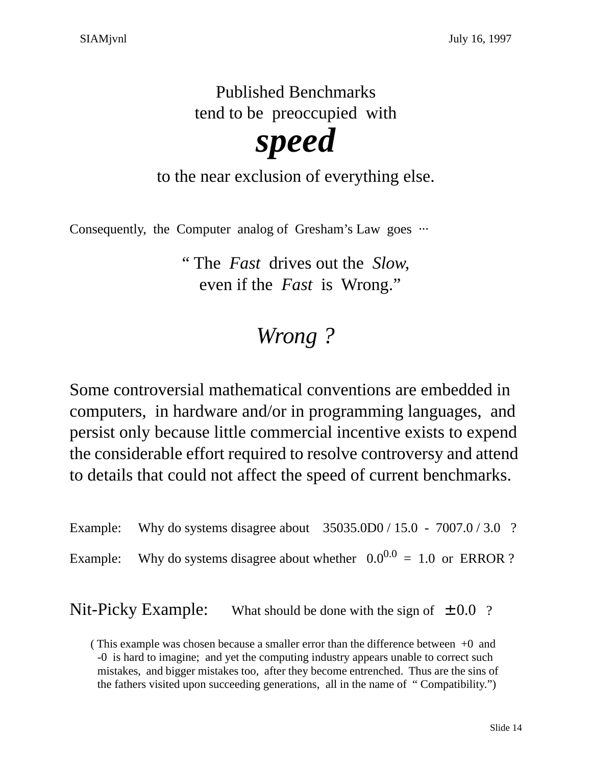Published Benchmarks
tend to be preoccupied with

# ***speed***

to the near exclusion of everything else.

Consequently, the Computer analog of Gresham's Law goes ···

" The *Fast* drives out the *Slow*,
even if the *Fast* is Wrong."

## *Wrong ?*

Some controversial mathematical conventions are embedded in computers, in hardware and/or in programming languages, and persist only because little commercial incentive exists to expend the considerable effort required to resolve controversy and attend to details that could not affect the speed of current benchmarks.

Example: Why do systems disagree about 35035.0D0 / 15.0 - 7007.0 / 3.0 ?

Example: Why do systems disagree about whether $0.0^{0.0} = 1.0$ or ERROR ?

Nit-Picky Example: What should be done with the sign of $\pm 0.0$ ?

( This example was chosen because a smaller error than the difference between +0 and -0 is hard to imagine; and yet the computing industry appears unable to correct such mistakes, and bigger mistakes too, after they become entrenched. Thus are the sins of the fathers visited upon succeeding generations, all in the name of " Compatibility.")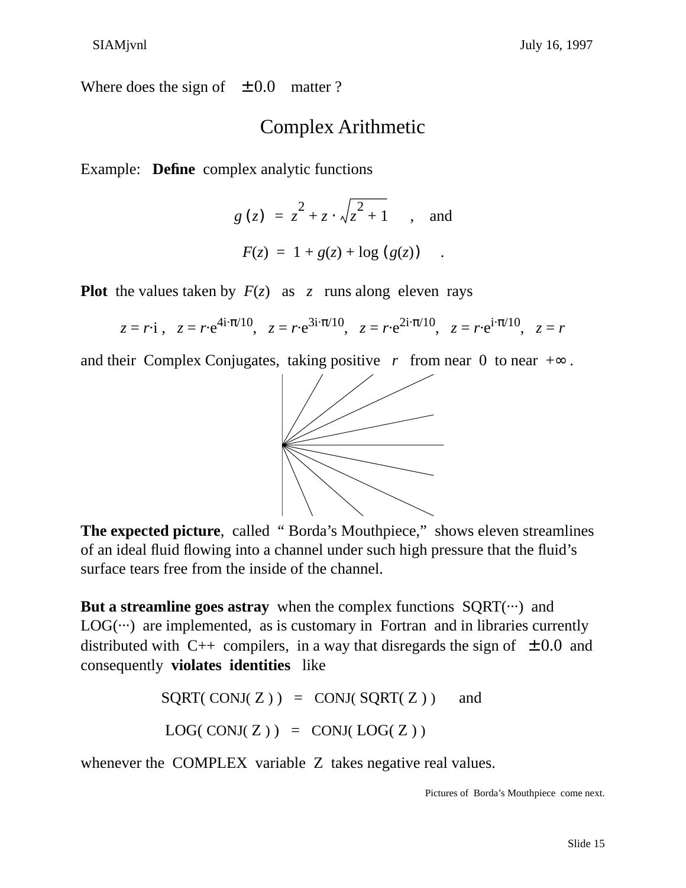Where does the sign of $\pm 0.0$ matter ?

# Complex Arithmetic

Example: **Define** complex analytic functions

$$g(z) = z^2 + z \cdot \sqrt{z^2 + 1} \quad , \quad \text{and}$$

$$F(z) = 1 + g(z) + \log(g(z)) \quad .$$

**Plot** the values taken by $F(z)$ as $z$ runs along eleven rays

$z = r \cdot \mathrm{i}$ , $z = r \cdot e^{4\mathrm{i} \cdot \pi/10}$, $z = r \cdot e^{3\mathrm{i} \cdot \pi/10}$, $z = r \cdot e^{2\mathrm{i} \cdot \pi/10}$, $z = r \cdot e^{\mathrm{i} \cdot \pi/10}$, $z = r$

and their Complex Conjugates, taking positive $r$ from near $0$ to near $+\infty$ .

**The expected picture**, called " Borda's Mouthpiece," shows eleven streamlines of an ideal fluid flowing into a channel under such high pressure that the fluid's surface tears free from the inside of the channel.

**But a streamline goes astray** when the complex functions SQRT(···) and LOG(···) are implemented, as is customary in Fortran and in libraries currently distributed with C++ compilers, in a way that disregards the sign of $\pm 0.0$ and consequently **violates identities** like

SQRT( CONJ( Z ) ) = CONJ( SQRT( Z ) ) and

LOG( CONJ( Z ) ) = CONJ( LOG( Z ) )

whenever the COMPLEX variable Z takes negative real values.

Pictures of Borda's Mouthpiece come next.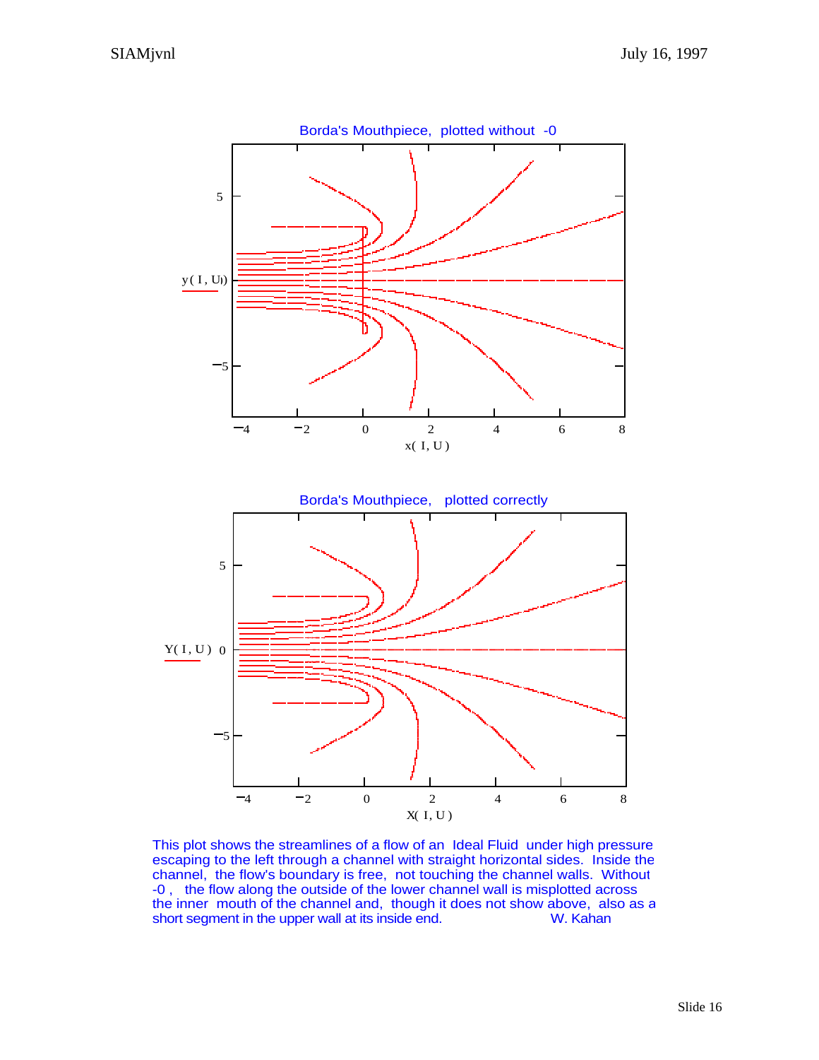Borda's Mouthpiece, plotted without -0

Borda's Mouthpiece, plotted correctly

This plot shows the streamlines of a flow of an Ideal Fluid under high pressure escaping to the left through a channel with straight horizontal sides. Inside the channel, the flow's boundary is free, not touching the channel walls. Without -0 , the flow along the outside of the lower channel wall is misplotted across the inner mouth of the channel and, though it does not show above, also as a short segment in the upper wall at its inside end. W. Kahan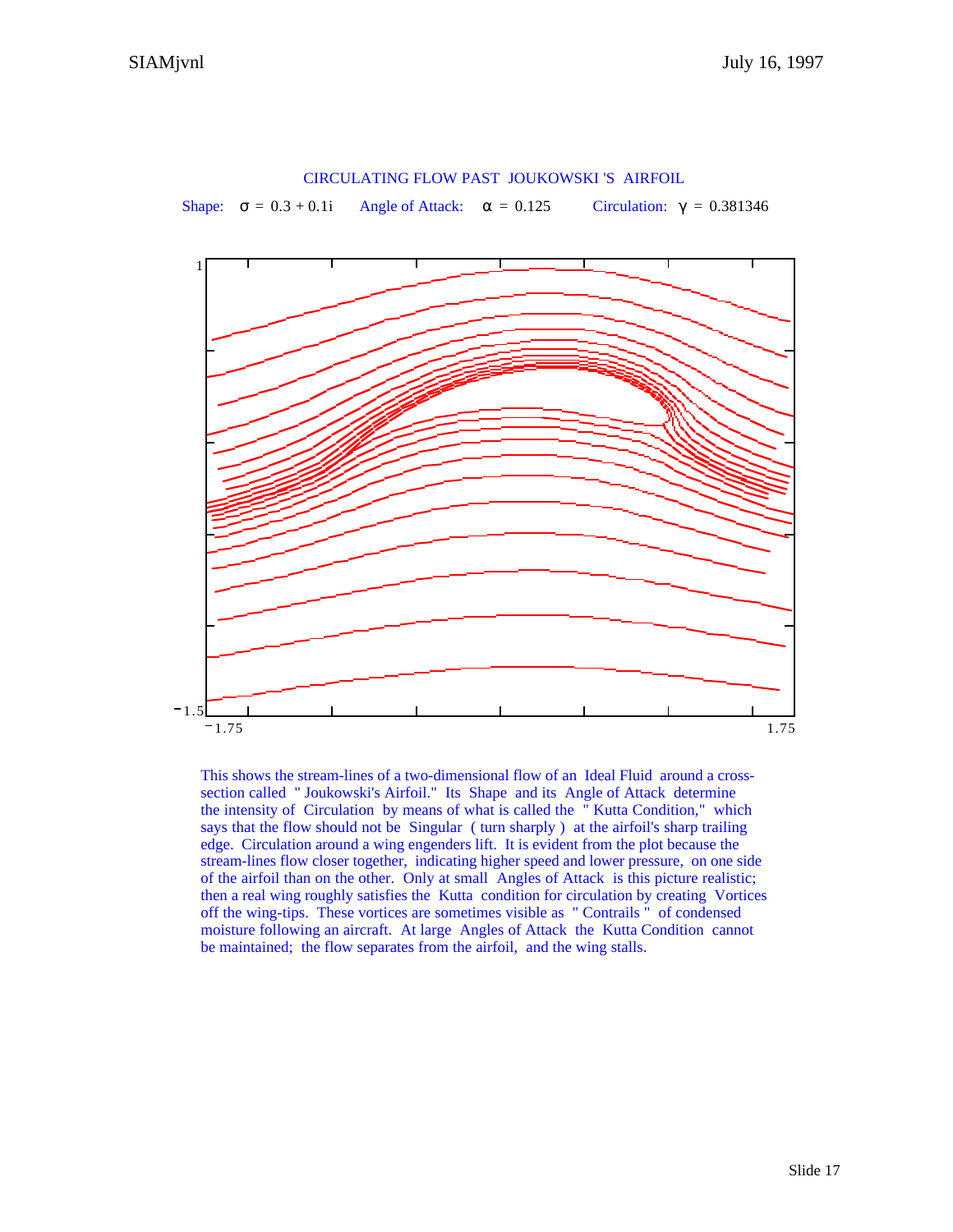CIRCULATING FLOW PAST JOUKOWSKI 'S AIRFOIL

Shape: $\sigma = 0.3 + 0.1i$ Angle of Attack: $\alpha = 0.125$ Circulation: $\gamma = 0.381346$

This shows the stream-lines of a two-dimensional flow of an Ideal Fluid around a cross-section called " Joukowski's Airfoil." Its Shape and its Angle of Attack determine the intensity of Circulation by means of what is called the " Kutta Condition," which says that the flow should not be Singular ( turn sharply ) at the airfoil's sharp trailing edge. Circulation around a wing engenders lift. It is evident from the plot because the stream-lines flow closer together, indicating higher speed and lower pressure, on one side of the airfoil than on the other. Only at small Angles of Attack is this picture realistic; then a real wing roughly satisfies the Kutta condition for circulation by creating Vortices off the wing-tips. These vortices are sometimes visible as " Contrails " of condensed moisture following an aircraft. At large Angles of Attack the Kutta Condition cannot be maintained; the flow separates from the airfoil, and the wing stalls.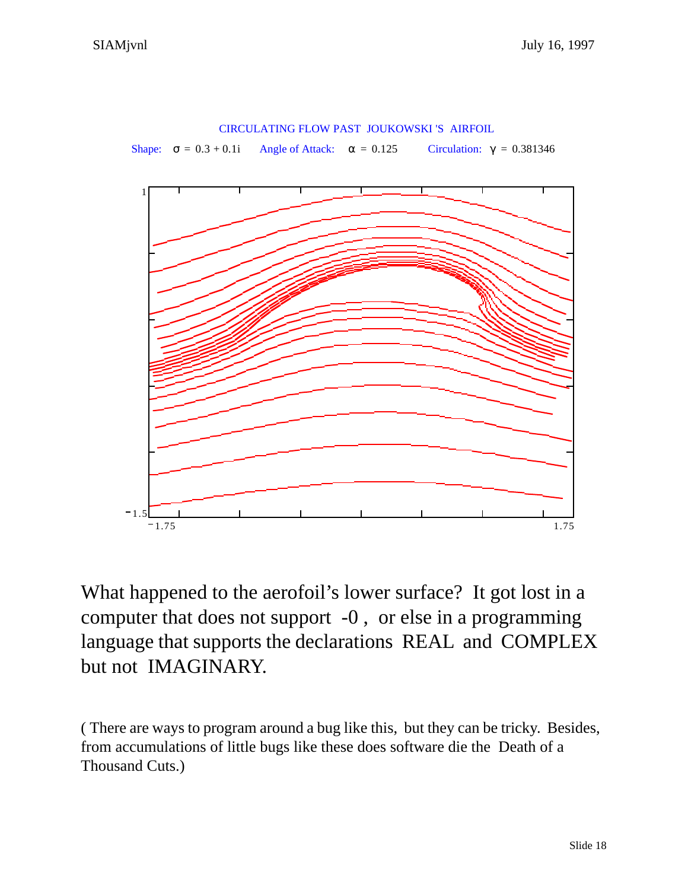CIRCULATING FLOW PAST JOUKOWSKI 'S AIRFOIL

Shape: $\sigma = 0.3 + 0.1i$ Angle of Attack: $\alpha = 0.125$ Circulation: $\gamma = 0.381346$

What happened to the aerofoil's lower surface? It got lost in a computer that does not support -0 , or else in a programming language that supports the declarations REAL and COMPLEX but not IMAGINARY.

( There are ways to program around a bug like this, but they can be tricky. Besides, from accumulations of little bugs like these does software die the Death of a Thousand Cuts.)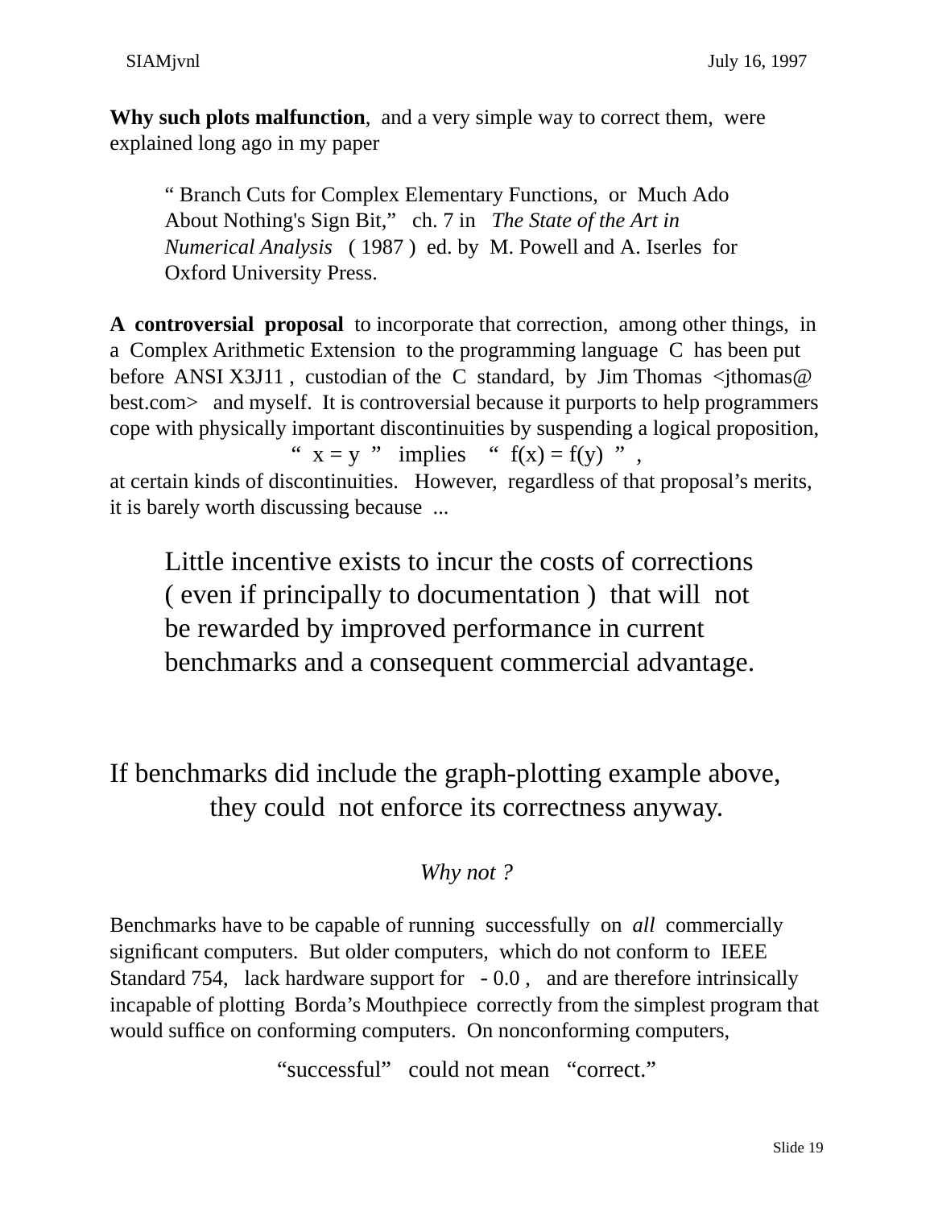**Why such plots malfunction**, and a very simple way to correct them, were explained long ago in my paper

> " Branch Cuts for Complex Elementary Functions, or Much Ado About Nothing's Sign Bit," ch. 7 in *The State of the Art in Numerical Analysis* ( 1987 ) ed. by M. Powell and A. Iserles for Oxford University Press.

**A controversial proposal** to incorporate that correction, among other things, in a Complex Arithmetic Extension to the programming language C has been put before ANSI X3J11 , custodian of the C standard, by Jim Thomas <jthomas@best.com> and myself. It is controversial because it purports to help programmers cope with physically important discontinuities by suspending a logical proposition,

" x = y " implies " f(x) = f(y) " ,

at certain kinds of discontinuities. However, regardless of that proposal's merits, it is barely worth discussing because ...

> Little incentive exists to incur the costs of corrections ( even if principally to documentation ) that will not be rewarded by improved performance in current benchmarks and a consequent commercial advantage.

If benchmarks did include the graph-plotting example above, they could not enforce its correctness anyway.

*Why not ?*

Benchmarks have to be capable of running successfully on *all* commercially significant computers. But older computers, which do not conform to IEEE Standard 754, lack hardware support for - 0.0 , and are therefore intrinsically incapable of plotting Borda's Mouthpiece correctly from the simplest program that would suffice on conforming computers. On nonconforming computers,

"successful" could not mean "correct."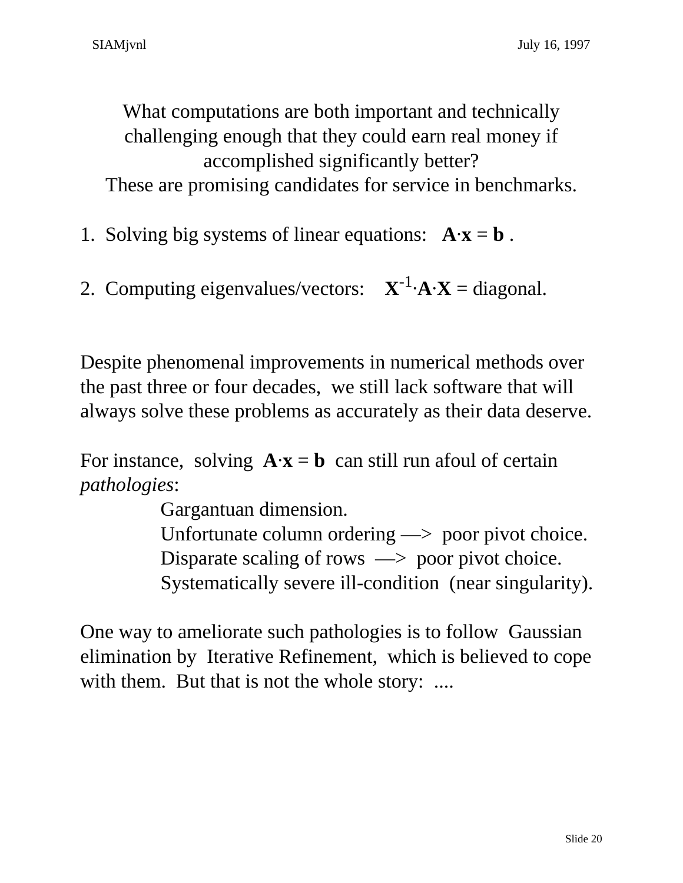What computations are both important and technically challenging enough that they could earn real money if accomplished significantly better?
These are promising candidates for service in benchmarks.

1. Solving big systems of linear equations: $\mathbf{A}\cdot\mathbf{x} = \mathbf{b}$ .

2. Computing eigenvalues/vectors: $\mathbf{X}^{-1}\cdot\mathbf{A}\cdot\mathbf{X}$ = diagonal.

Despite phenomenal improvements in numerical methods over the past three or four decades, we still lack software that will always solve these problems as accurately as their data deserve.

For instance, solving $\mathbf{A}\cdot\mathbf{x} = \mathbf{b}$ can still run afoul of certain *pathologies*:

- Gargantuan dimension.
- Unfortunate column ordering —> poor pivot choice.
- Disparate scaling of rows —> poor pivot choice.
- Systematically severe ill-condition (near singularity).

One way to ameliorate such pathologies is to follow Gaussian elimination by Iterative Refinement, which is believed to cope with them. But that is not the whole story: ....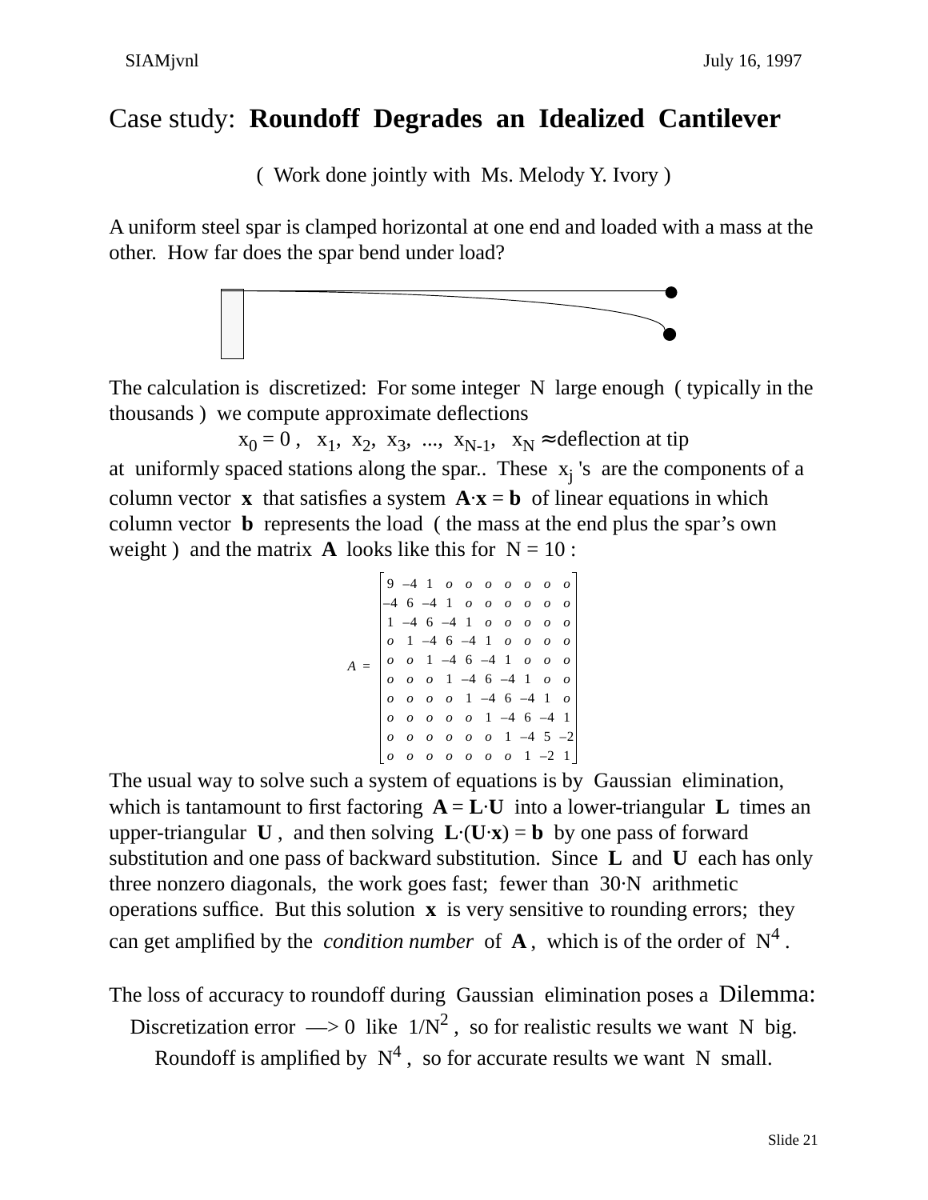# Case study: **Roundoff Degrades an Idealized Cantilever**

( Work done jointly with Ms. Melody Y. Ivory )

A uniform steel spar is clamped horizontal at one end and loaded with a mass at the other. How far does the spar bend under load?

The calculation is discretized: For some integer N large enough ( typically in the thousands ) we compute approximate deflections

$$x_0 = 0\,,\quad x_1,\ x_2,\ x_3,\ \ldots,\ x_{N-1},\quad x_N \approx \text{deflection at tip}$$

at uniformly spaced stations along the spar.. These $x_j$ 's are the components of a column vector **x** that satisfies a system **A**·**x** = **b** of linear equations in which column vector **b** represents the load ( the mass at the end plus the spar's own weight ) and the matrix **A** looks like this for N = 10 :

$$A = \begin{bmatrix} 9 & -4 & 1 & o & o & o & o & o & o & o \\ -4 & 6 & -4 & 1 & o & o & o & o & o & o \\ 1 & -4 & 6 & -4 & 1 & o & o & o & o & o \\ o & 1 & -4 & 6 & -4 & 1 & o & o & o & o \\ o & o & 1 & -4 & 6 & -4 & 1 & o & o & o \\ o & o & o & 1 & -4 & 6 & -4 & 1 & o & o \\ o & o & o & o & 1 & -4 & 6 & -4 & 1 & o \\ o & o & o & o & o & 1 & -4 & 6 & -4 & 1 \\ o & o & o & o & o & o & 1 & -4 & 5 & -2 \\ o & o & o & o & o & o & o & 1 & -2 & 1 \end{bmatrix}$$

The usual way to solve such a system of equations is by Gaussian elimination, which is tantamount to first factoring **A** = **L**·**U** into a lower-triangular **L** times an upper-triangular **U** , and then solving **L**·(**U**·**x**) = **b** by one pass of forward substitution and one pass of backward substitution. Since **L** and **U** each has only three nonzero diagonals, the work goes fast; fewer than 30·N arithmetic operations suffice. But this solution **x** is very sensitive to rounding errors; they can get amplified by the *condition number* of **A** , which is of the order of $N^4$ .

The loss of accuracy to roundoff during Gaussian elimination poses a Dilemma:

Discretization error —> 0 like $1/N^2$ , so for realistic results we want N big.

Roundoff is amplified by $N^4$ , so for accurate results we want N small.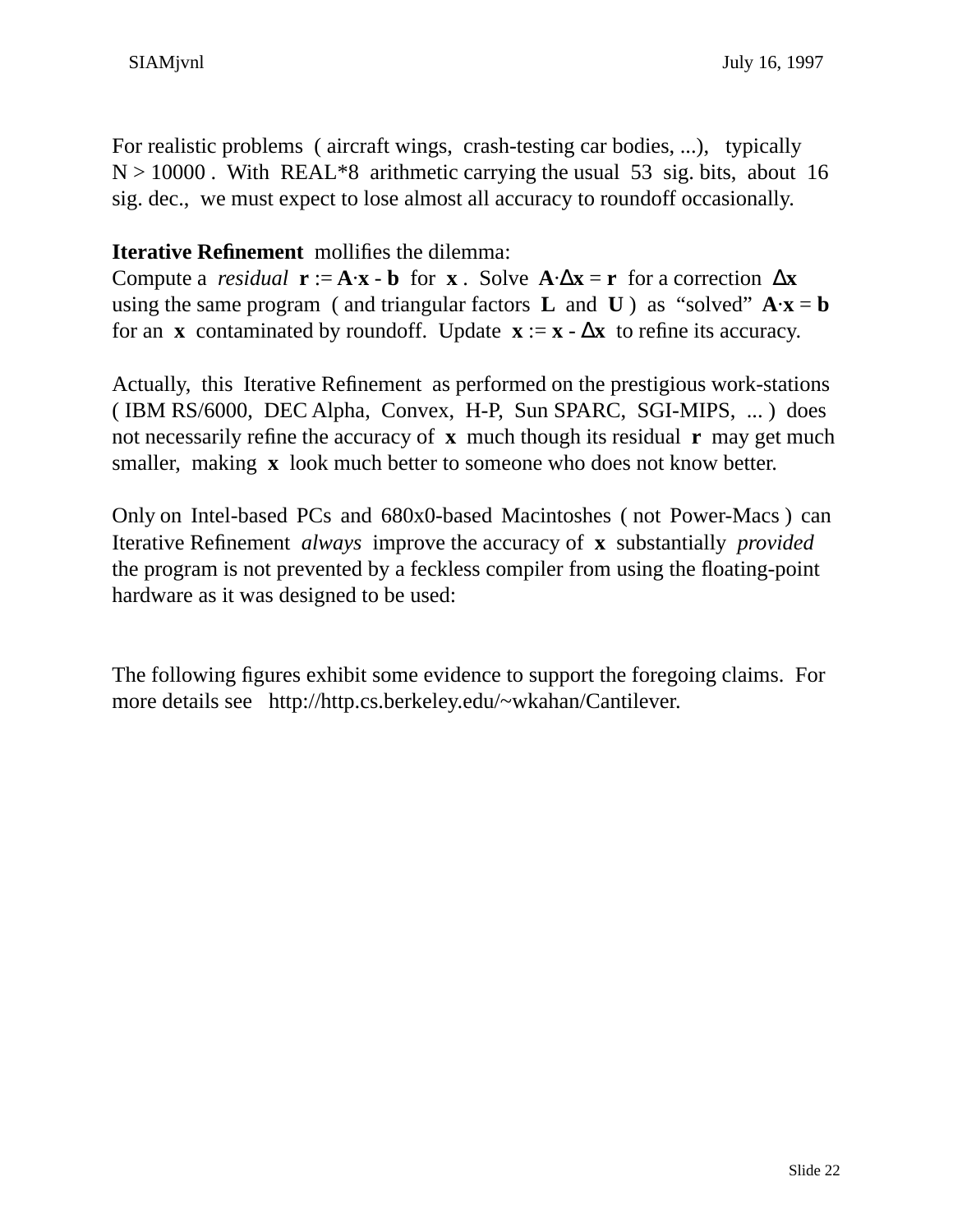For realistic problems ( aircraft wings, crash-testing car bodies, ...), typically $N > 10000$ . With REAL*8 arithmetic carrying the usual 53 sig. bits, about 16 sig. dec., we must expect to lose almost all accuracy to roundoff occasionally.

**Iterative Refinement** mollifies the dilemma:
Compute a *residual* $\mathbf{r} := \mathbf{A}\cdot\mathbf{x} - \mathbf{b}$ for $\mathbf{x}$ . Solve $\mathbf{A}\cdot\Delta\mathbf{x} = \mathbf{r}$ for a correction $\Delta\mathbf{x}$ using the same program ( and triangular factors $\mathbf{L}$ and $\mathbf{U}$ ) as "solved" $\mathbf{A}\cdot\mathbf{x} = \mathbf{b}$ for an $\mathbf{x}$ contaminated by roundoff. Update $\mathbf{x} := \mathbf{x} - \Delta\mathbf{x}$ to refine its accuracy.

Actually, this Iterative Refinement as performed on the prestigious work-stations ( IBM RS/6000, DEC Alpha, Convex, H-P, Sun SPARC, SGI-MIPS, ... ) does not necessarily refine the accuracy of $\mathbf{x}$ much though its residual $\mathbf{r}$ may get much smaller, making $\mathbf{x}$ look much better to someone who does not know better.

Only on Intel-based PCs and 680x0-based Macintoshes ( not Power-Macs ) can Iterative Refinement *always* improve the accuracy of $\mathbf{x}$ substantially *provided* the program is not prevented by a feckless compiler from using the floating-point hardware as it was designed to be used:

The following figures exhibit some evidence to support the foregoing claims. For more details see http://http.cs.berkeley.edu/~wkahan/Cantilever.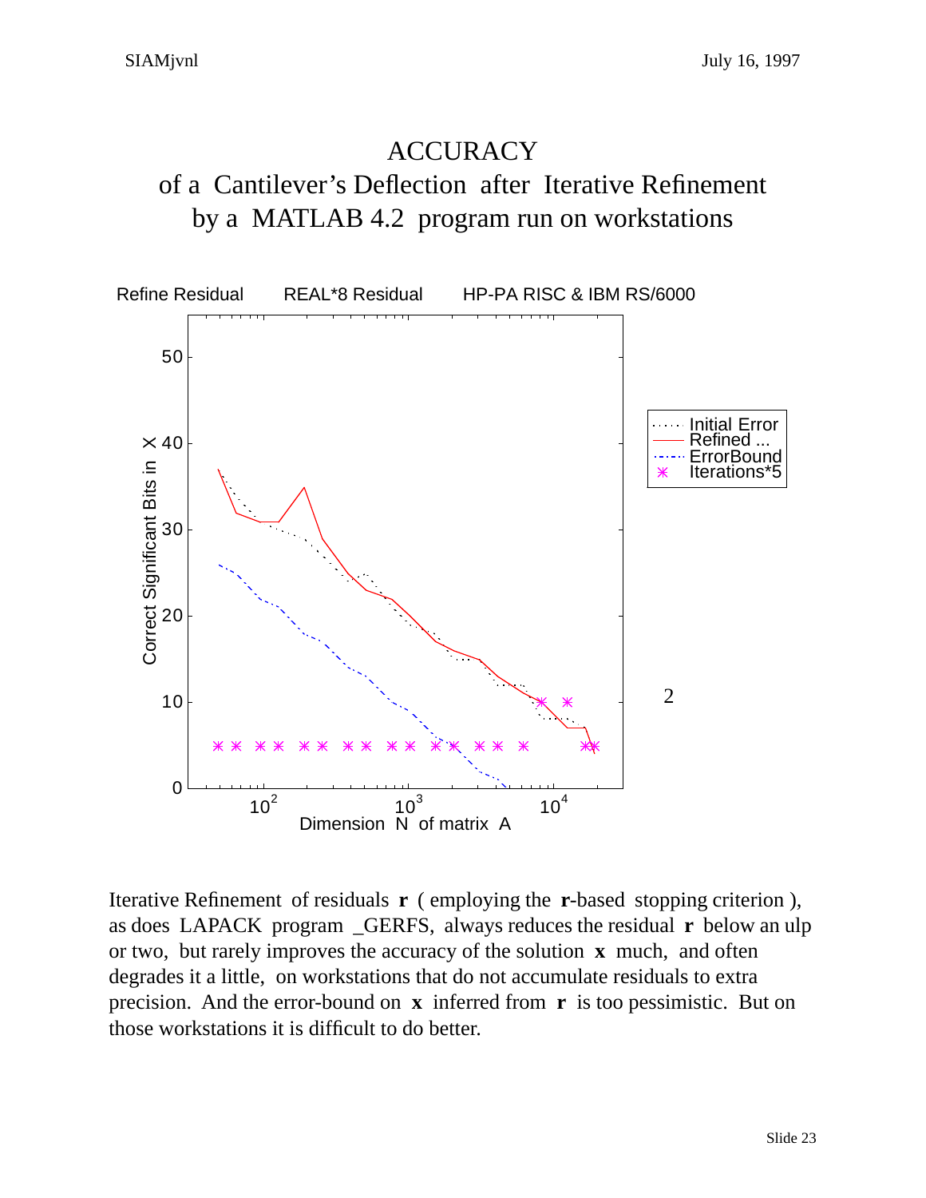# ACCURACY

## of a Cantilever's Deflection after Iterative Refinement by a MATLAB 4.2 program run on workstations

Refine Residual    REAL*8 Residual    HP-PA RISC & IBM RS/6000

Iterative Refinement of residuals **r** ( employing the **r**-based stopping criterion ), as does LAPACK program _GERFS, always reduces the residual **r** below an ulp or two, but rarely improves the accuracy of the solution **x** much, and often degrades it a little, on workstations that do not accumulate residuals to extra precision. And the error-bound on **x** inferred from **r** is too pessimistic. But on those workstations it is difficult to do better.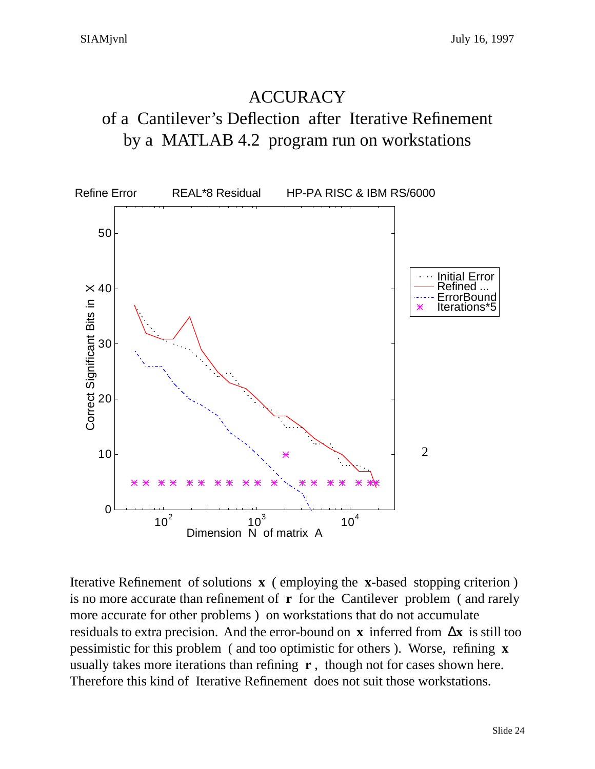# ACCURACY

## of a Cantilever's Deflection after Iterative Refinement by a MATLAB 4.2 program run on workstations

Refine Error REAL*8 Residual HP-PA RISC & IBM RS/6000

Iterative Refinement of solutions **x** ( employing the **x**-based stopping criterion ) is no more accurate than refinement of **r** for the Cantilever problem ( and rarely more accurate for other problems ) on workstations that do not accumulate residuals to extra precision. And the error-bound on **x** inferred from $\Delta\mathbf{x}$ is still too pessimistic for this problem ( and too optimistic for others ). Worse, refining **x** usually takes more iterations than refining **r** , though not for cases shown here. Therefore this kind of Iterative Refinement does not suit those workstations.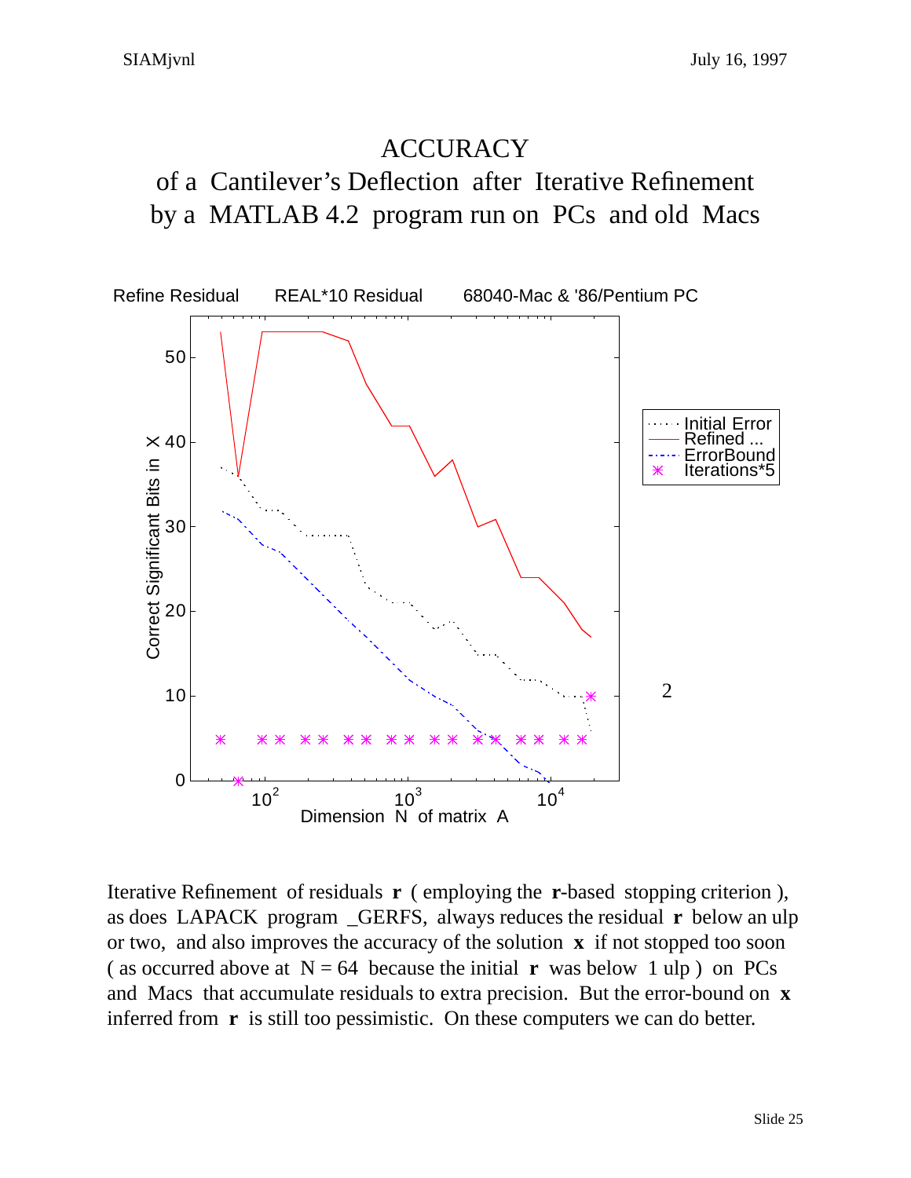# ACCURACY

## of a Cantilever's Deflection after Iterative Refinement by a MATLAB 4.2 program run on PCs and old Macs

Refine Residual      REAL*10 Residual      68040-Mac & '86/Pentium PC

Iterative Refinement of residuals **r** ( employing the **r**-based stopping criterion ), as does LAPACK program _GERFS, always reduces the residual **r** below an ulp or two, and also improves the accuracy of the solution **x** if not stopped too soon ( as occurred above at N = 64 because the initial **r** was below 1 ulp ) on PCs and Macs that accumulate residuals to extra precision. But the error-bound on **x** inferred from **r** is still too pessimistic. On these computers we can do better.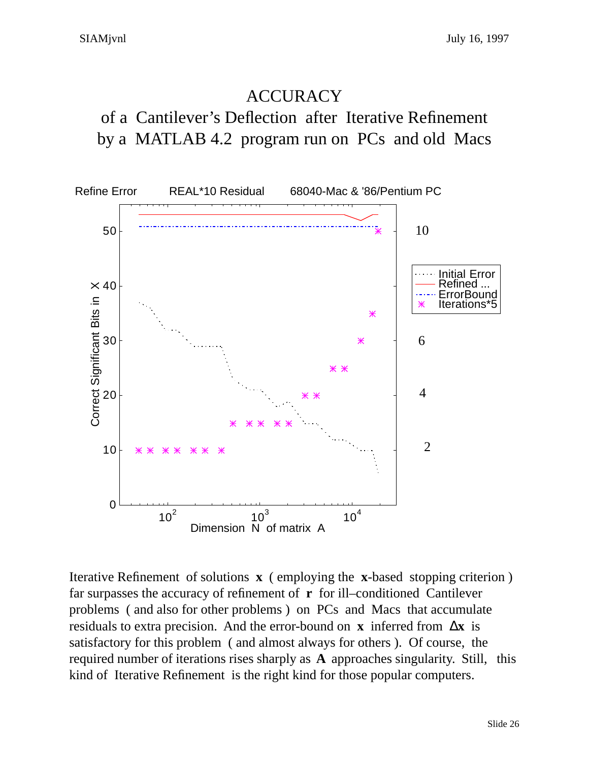# ACCURACY

## of a Cantilever's Deflection after Iterative Refinement by a MATLAB 4.2 program run on PCs and old Macs

Iterative Refinement of solutions **x** ( employing the **x**-based stopping criterion ) far surpasses the accuracy of refinement of **r** for ill–conditioned Cantilever problems ( and also for other problems ) on PCs and Macs that accumulate residuals to extra precision. And the error-bound on **x** inferred from $\Delta\mathbf{x}$ is satisfactory for this problem ( and almost always for others ). Of course, the required number of iterations rises sharply as **A** approaches singularity. Still, this kind of Iterative Refinement is the right kind for those popular computers.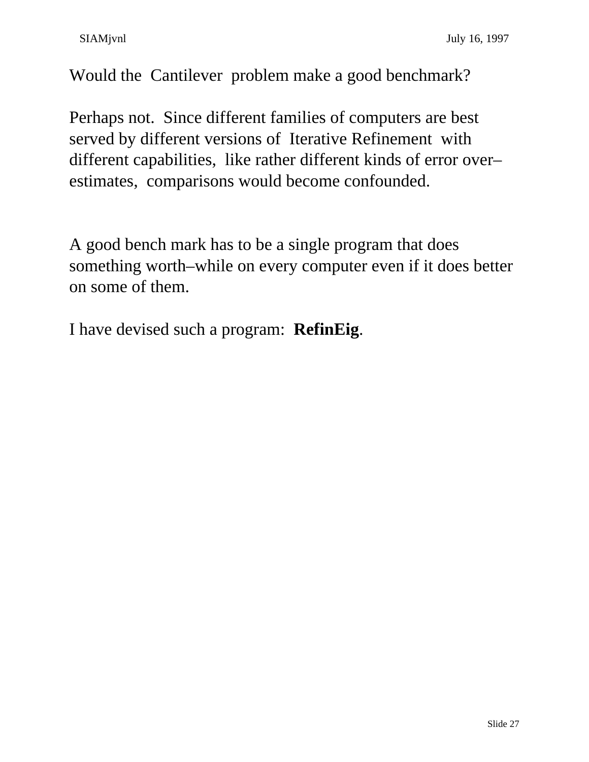Would the Cantilever problem make a good benchmark?

Perhaps not. Since different families of computers are best served by different versions of Iterative Refinement with different capabilities, like rather different kinds of error over–estimates, comparisons would become confounded.

A good bench mark has to be a single program that does something worth–while on every computer even if it does better on some of them.

I have devised such a program: **RefinEig**.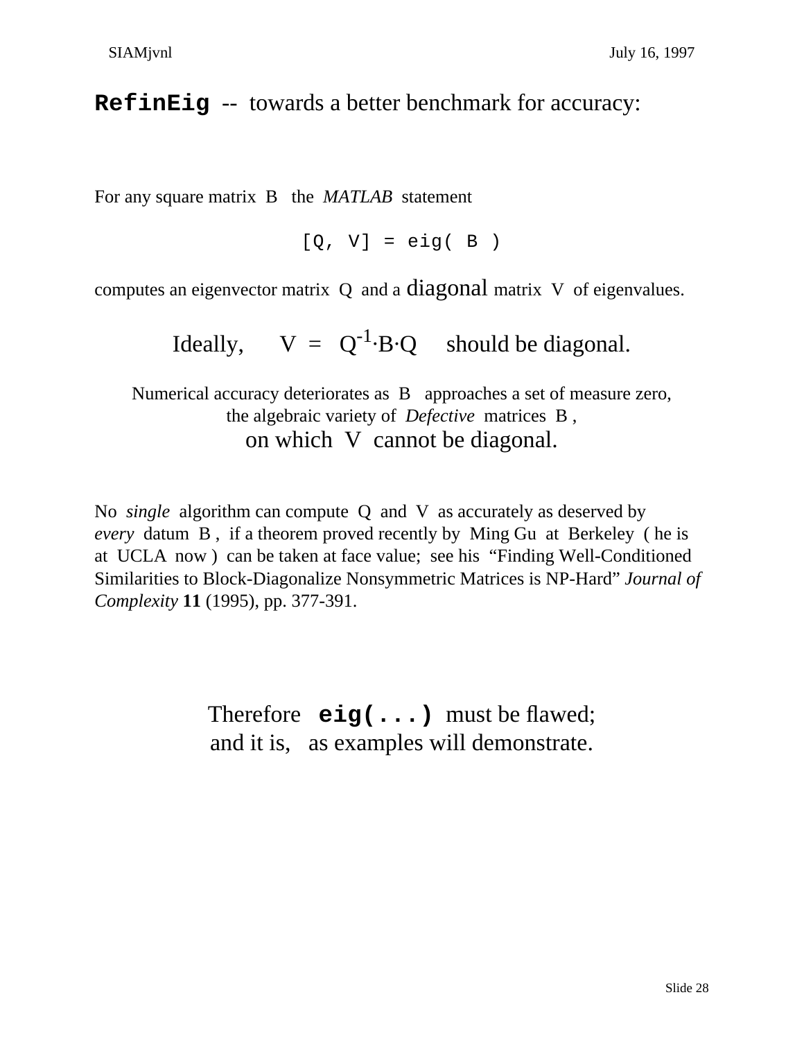# `RefinEig` -- towards a better benchmark for accuracy:

For any square matrix B the *MATLAB* statement

```
[Q, V] = eig( B )
```

computes an eigenvector matrix Q and a diagonal matrix V of eigenvalues.

Ideally, $V = Q^{-1} \cdot B \cdot Q$ should be diagonal.

Numerical accuracy deteriorates as B approaches a set of measure zero,
the algebraic variety of *Defective* matrices B ,
on which V cannot be diagonal.

No *single* algorithm can compute Q and V as accurately as deserved by *every* datum B , if a theorem proved recently by Ming Gu at Berkeley ( he is at UCLA now ) can be taken at face value; see his "Finding Well-Conditioned Similarities to Block-Diagonalize Nonsymmetric Matrices is NP-Hard" *Journal of Complexity* **11** (1995), pp. 377-391.

Therefore **`eig(...)`** must be flawed;
and it is, as examples will demonstrate.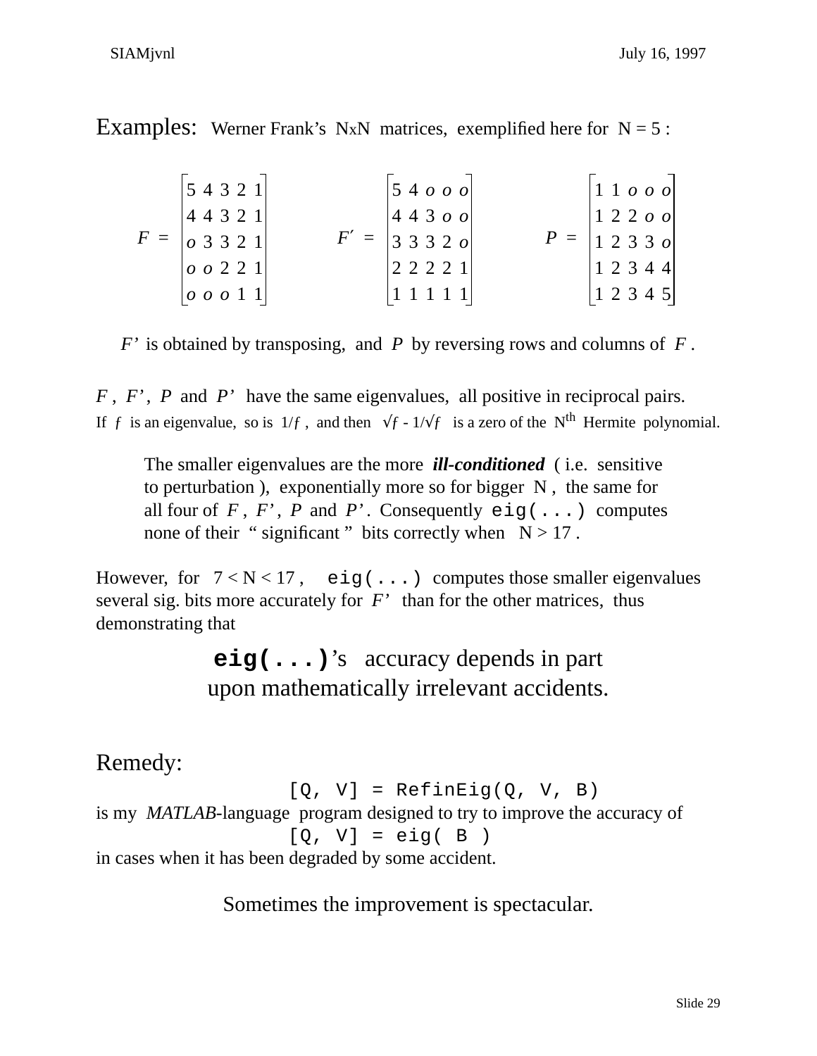Examples: Werner Frank's NxN matrices, exemplified here for N = 5 :

$$F = \begin{bmatrix} 5 & 4 & 3 & 2 & 1 \\ 4 & 4 & 3 & 2 & 1 \\ o & 3 & 3 & 2 & 1 \\ o & o & 2 & 2 & 1 \\ o & o & o & 1 & 1 \end{bmatrix} \qquad F' = \begin{bmatrix} 5 & 4 & o & o & o \\ 4 & 4 & 3 & o & o \\ 3 & 3 & 3 & 2 & o \\ 2 & 2 & 2 & 2 & 1 \\ 1 & 1 & 1 & 1 & 1 \end{bmatrix} \qquad P = \begin{bmatrix} 1 & 1 & o & o & o \\ 1 & 2 & 2 & o & o \\ 1 & 2 & 3 & 3 & o \\ 1 & 2 & 3 & 4 & 4 \\ 1 & 2 & 3 & 4 & 5 \end{bmatrix}$$

$F'$ is obtained by transposing, and $P$ by reversing rows and columns of $F$.

$F$, $F'$, $P$ and $P'$ have the same eigenvalues, all positive in reciprocal pairs. If $f$ is an eigenvalue, so is $1/f$, and then $\sqrt{f} - 1/\sqrt{f}$ is a zero of the $N^{th}$ Hermite polynomial.

> The smaller eigenvalues are the more ***ill-conditioned*** ( i.e. sensitive to perturbation ), exponentially more so for bigger N , the same for all four of $F$, $F'$, $P$ and $P'$. Consequently `eig(...)` computes none of their " significant " bits correctly when $N > 17$.

However, for $7 < N < 17$, `eig(...)` computes those smaller eigenvalues several sig. bits more accurately for $F'$ than for the other matrices, thus demonstrating that

**`eig(...)`'s accuracy depends in part upon mathematically irrelevant accidents.**

Remedy:

```
[Q, V] = RefinEig(Q, V, B)
```

is my *MATLAB*-language program designed to try to improve the accuracy of

```
[Q, V] = eig( B )
```

in cases when it has been degraded by some accident.

Sometimes the improvement is spectacular.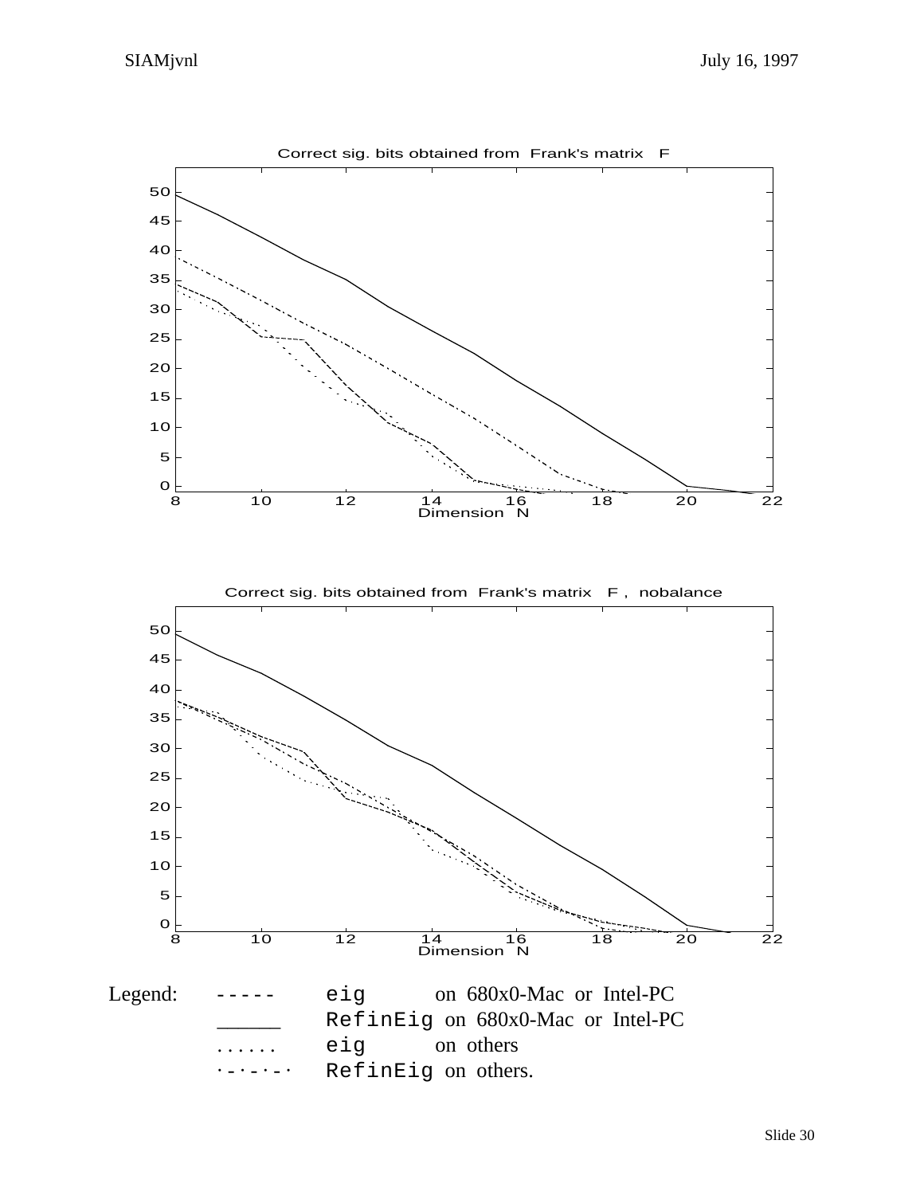**Correct sig. bits obtained from Frank's matrix F**

(Plot: Correct significant bits vs. Dimension N, N = 8 to 22)

**Correct sig. bits obtained from Frank's matrix F , nobalance**

(Plot: Correct significant bits vs. Dimension N, N = 8 to 22)

Legend:

| | | |
|---|---|---|
| `-----` | `eig` | on 680x0-Mac or Intel-PC |
| `______` | `RefinEig` | on 680x0-Mac or Intel-PC |
| `......` | `eig` | on others |
| `·-·-·-·` | `RefinEig` | on others. |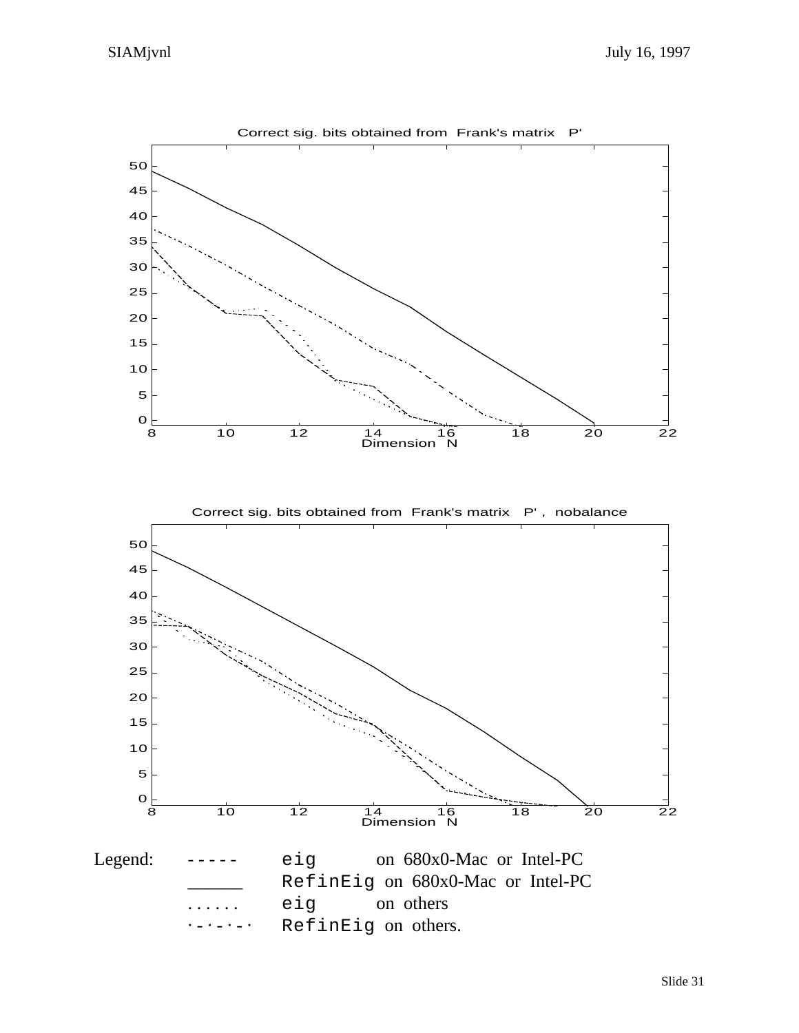Correct sig. bits obtained from Frank's matrix P'

Correct sig. bits obtained from Frank's matrix P' , nobalance

Legend:

| | | |
|---|---|---|
| ----- | `eig` | on 680x0-Mac or Intel-PC |
| ______ | `RefinEig` | on 680x0-Mac or Intel-PC |
| ...... | `eig` | on others |
| ·-·-·-· | `RefinEig` | on others. |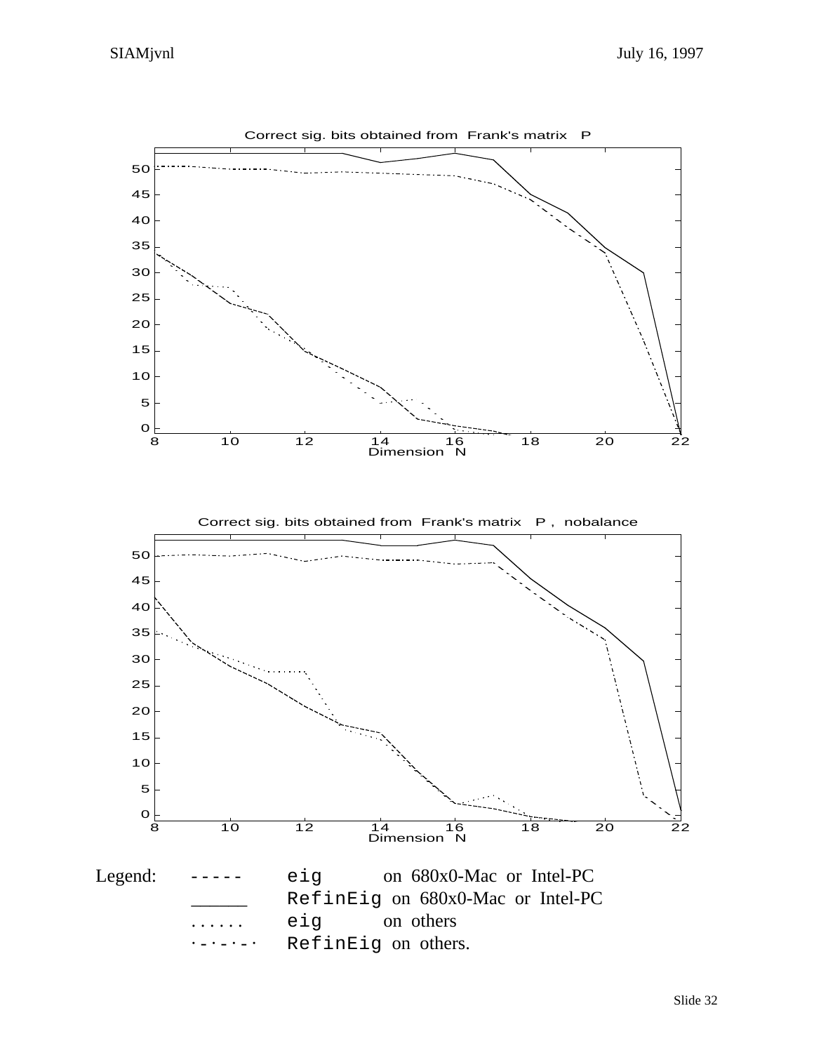Correct sig. bits obtained from Frank's matrix P

Correct sig. bits obtained from Frank's matrix P , nobalance

Legend:

| | | |
|---|---|---|
| ----- | `eig` | on 680x0-Mac or Intel-PC |
| ______ | `RefinEig` | on 680x0-Mac or Intel-PC |
| ...... | `eig` | on others |
| ·-·-·-· | `RefinEig` | on others. |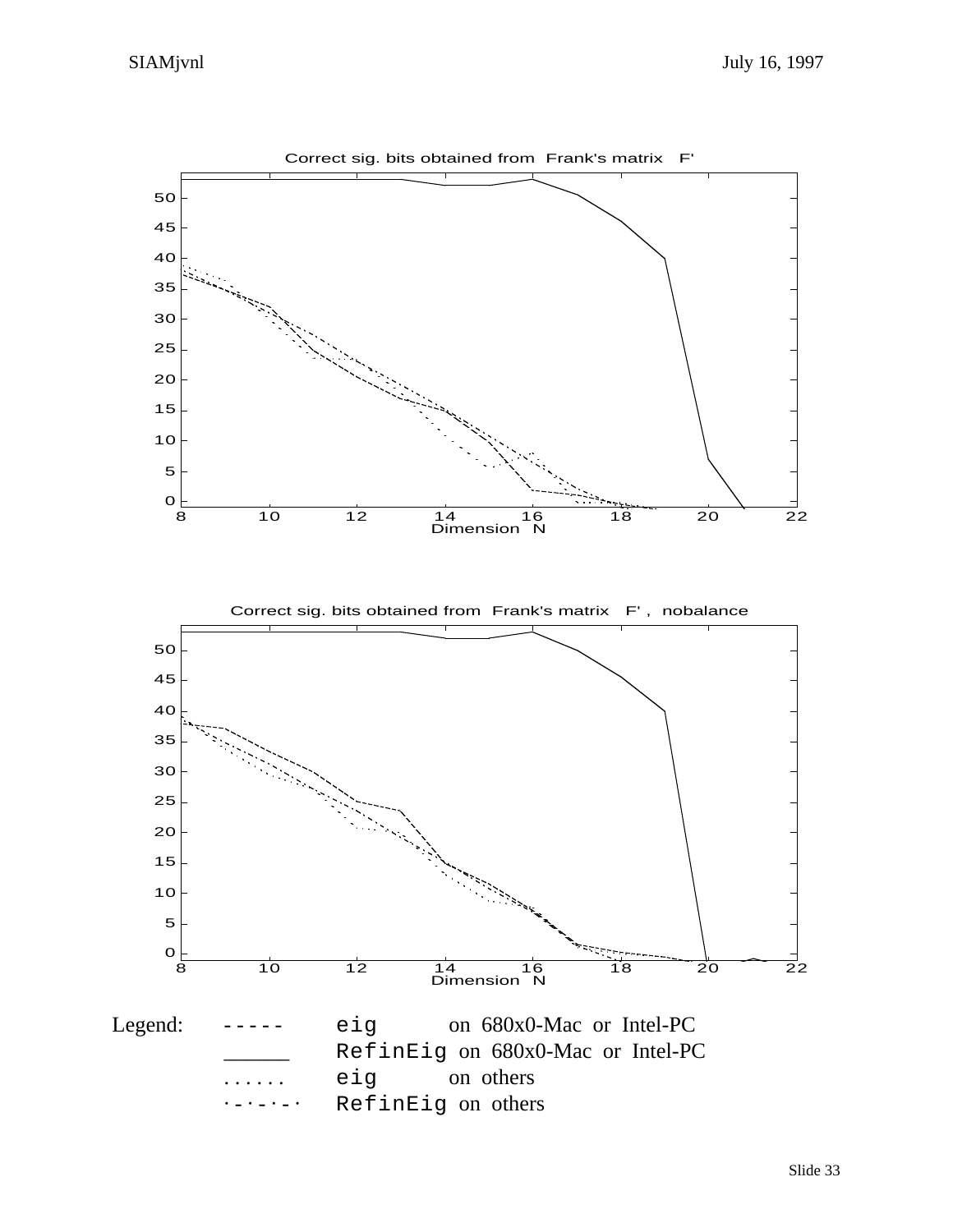Correct sig. bits obtained from Frank's matrix F'

Correct sig. bits obtained from Frank's matrix F' , nobalance

Legend:

| | | |
|---|---|---|
| `-----` | `eig` | on 680x0-Mac or Intel-PC |
| `______` | `RefinEig` | on 680x0-Mac or Intel-PC |
| `......` | `eig` | on others |
| `·-·-·-·` | `RefinEig` | on others |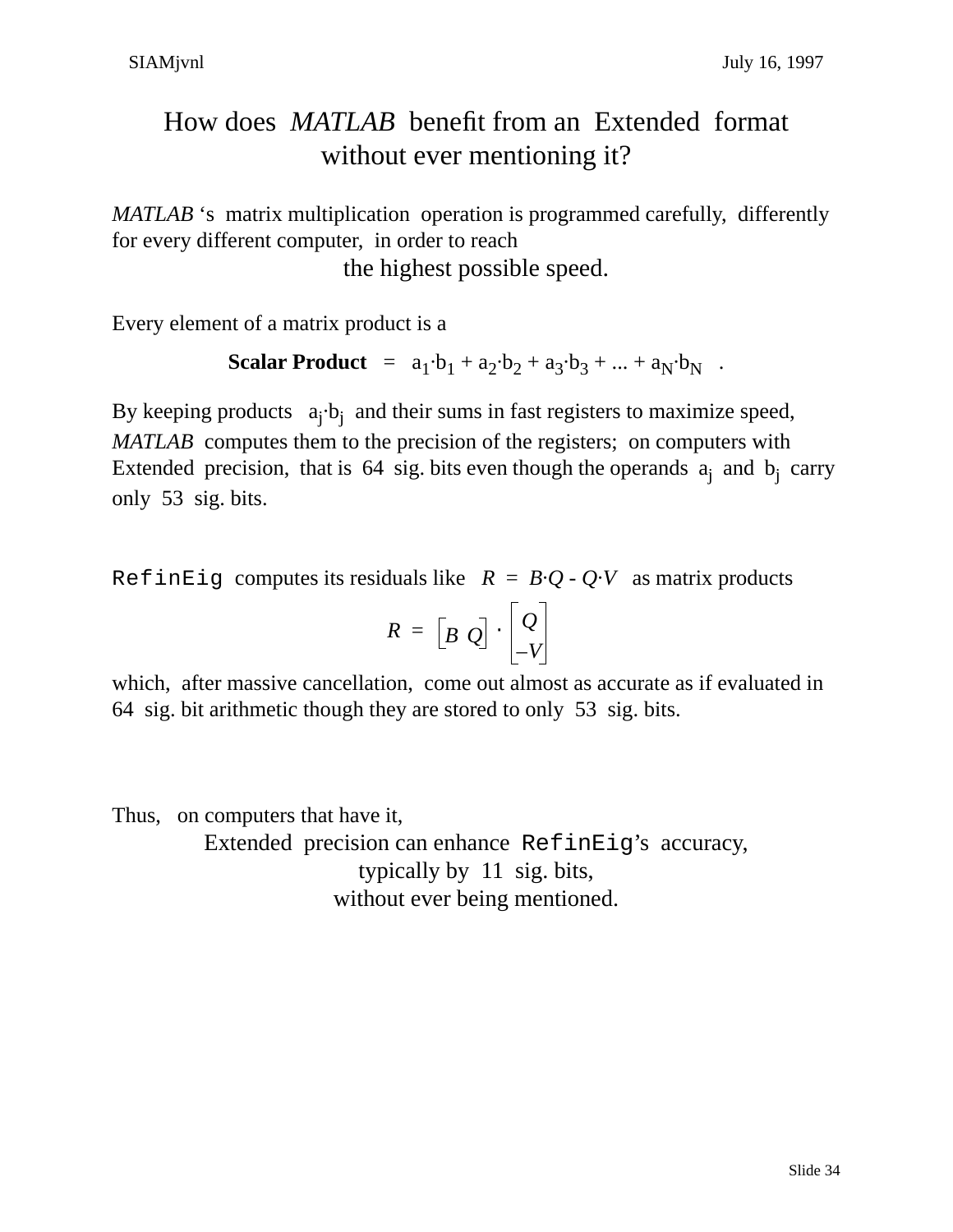# How does *MATLAB* benefit from an Extended format without ever mentioning it?

*MATLAB* 's matrix multiplication operation is programmed carefully, differently for every different computer, in order to reach

the highest possible speed.

Every element of a matrix product is a

$$\textbf{Scalar Product} \;=\; a_1 \cdot b_1 + a_2 \cdot b_2 + a_3 \cdot b_3 + \ldots + a_N \cdot b_N \;.$$

By keeping products $a_j \cdot b_j$ and their sums in fast registers to maximize speed, *MATLAB* computes them to the precision of the registers; on computers with Extended precision, that is 64 sig. bits even though the operands $a_j$ and $b_j$ carry only 53 sig. bits.

`RefinEig` computes its residuals like $R = B \cdot Q - Q \cdot V$ as matrix products

$$R = \begin{bmatrix} B & Q \end{bmatrix} \cdot \begin{bmatrix} Q \\ -V \end{bmatrix}$$

which, after massive cancellation, come out almost as accurate as if evaluated in 64 sig. bit arithmetic though they are stored to only 53 sig. bits.

Thus, on computers that have it,

Extended precision can enhance `RefinEig`'s accuracy,
typically by 11 sig. bits,
without ever being mentioned.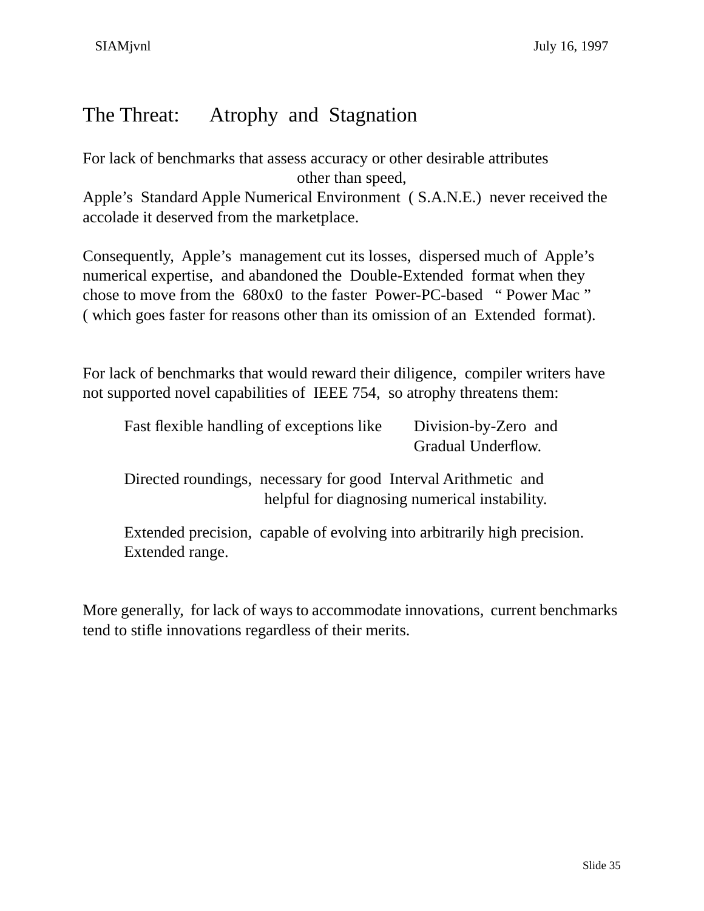## The Threat: Atrophy and Stagnation

For lack of benchmarks that assess accuracy or other desirable attributes other than speed,
Apple’s Standard Apple Numerical Environment ( S.A.N.E.) never received the accolade it deserved from the marketplace.

Consequently, Apple’s management cut its losses, dispersed much of Apple’s numerical expertise, and abandoned the Double-Extended format when they chose to move from the 680x0 to the faster Power-PC-based “ Power Mac ” ( which goes faster for reasons other than its omission of an Extended format).

For lack of benchmarks that would reward their diligence, compiler writers have not supported novel capabilities of IEEE 754, so atrophy threatens them:

- Fast flexible handling of exceptions like Division-by-Zero and Gradual Underflow.
- Directed roundings, necessary for good Interval Arithmetic and helpful for diagnosing numerical instability.
- Extended precision, capable of evolving into arbitrarily high precision.
  Extended range.

More generally, for lack of ways to accommodate innovations, current benchmarks tend to stifle innovations regardless of their merits.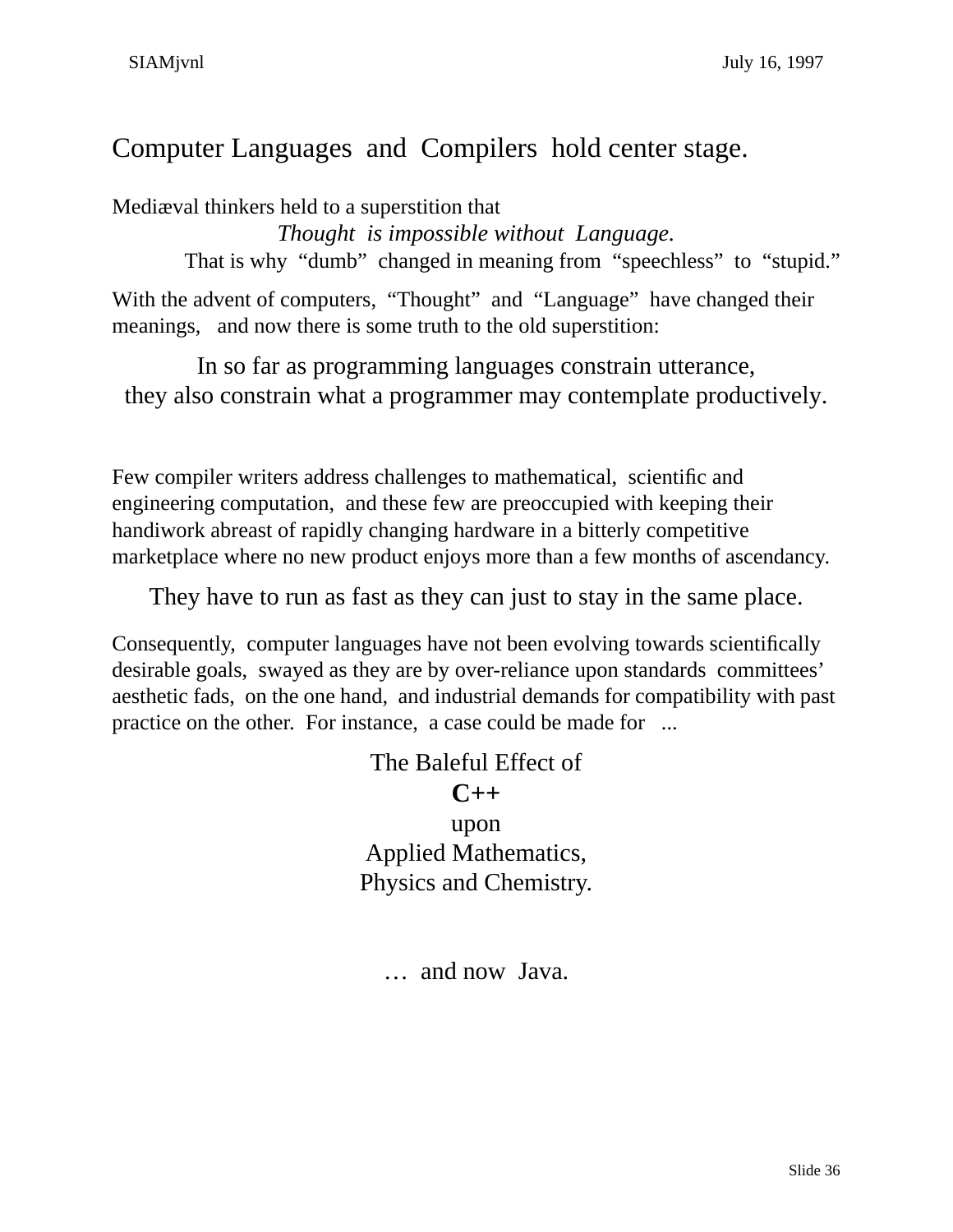# Computer Languages and Compilers hold center stage.

Mediæval thinkers held to a superstition that

*Thought is impossible without Language.*

That is why "dumb" changed in meaning from "speechless" to "stupid."

With the advent of computers, "Thought" and "Language" have changed their meanings, and now there is some truth to the old superstition:

In so far as programming languages constrain utterance,
they also constrain what a programmer may contemplate productively.

Few compiler writers address challenges to mathematical, scientific and engineering computation, and these few are preoccupied with keeping their handiwork abreast of rapidly changing hardware in a bitterly competitive marketplace where no new product enjoys more than a few months of ascendancy.

They have to run as fast as they can just to stay in the same place.

Consequently, computer languages have not been evolving towards scientifically desirable goals, swayed as they are by over-reliance upon standards committees' aesthetic fads, on the one hand, and industrial demands for compatibility with past practice on the other. For instance, a case could be made for ...

The Baleful Effect of
**C++**
upon
Applied Mathematics,
Physics and Chemistry.

… and now Java.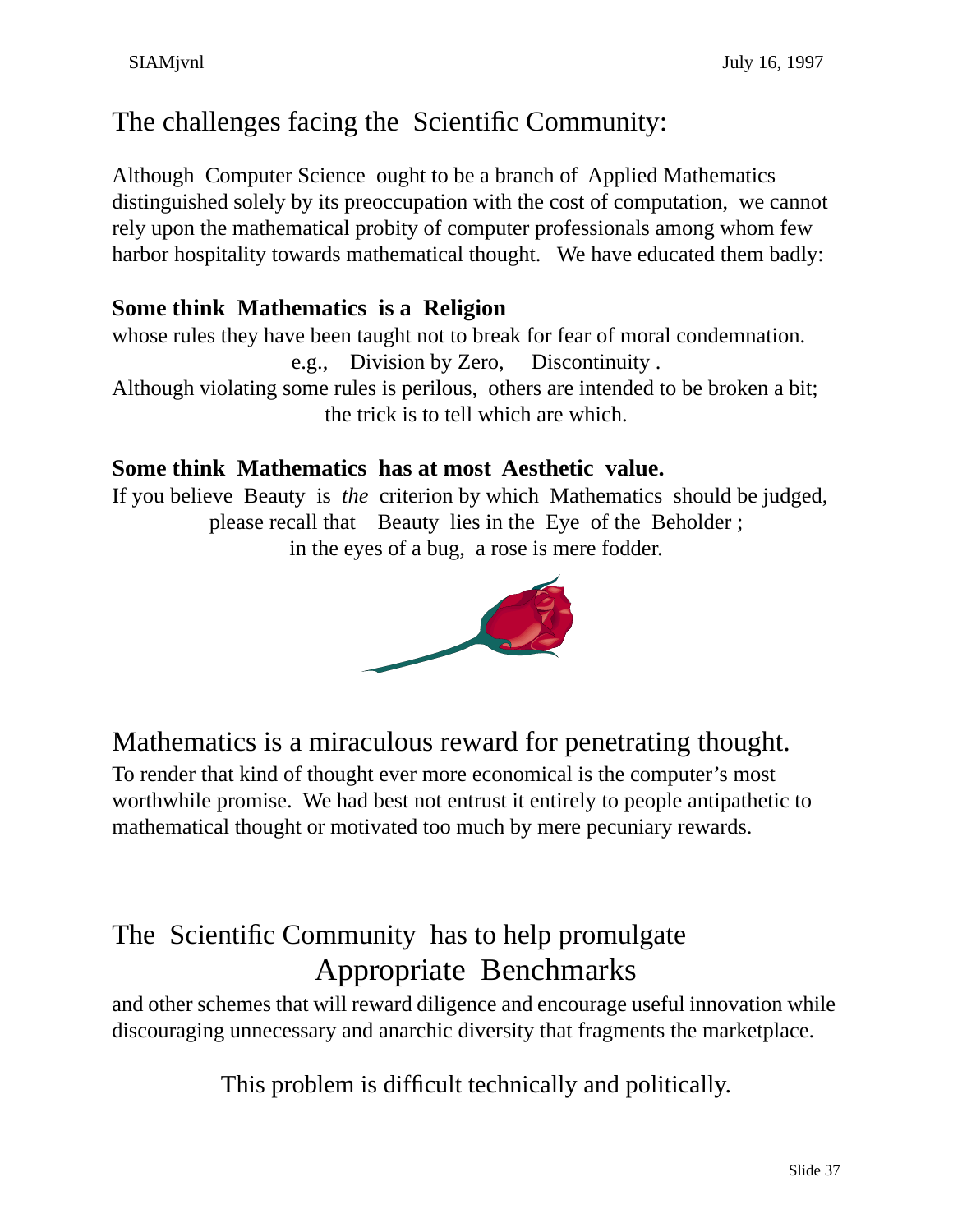# The challenges facing the Scientific Community:

Although Computer Science ought to be a branch of Applied Mathematics distinguished solely by its preoccupation with the cost of computation, we cannot rely upon the mathematical probity of computer professionals among whom few harbor hospitality towards mathematical thought. We have educated them badly:

**Some think Mathematics is a Religion**
whose rules they have been taught not to break for fear of moral condemnation.
e.g., Division by Zero, Discontinuity .
Although violating some rules is perilous, others are intended to be broken a bit;
the trick is to tell which are which.

**Some think Mathematics has at most Aesthetic value.**
If you believe Beauty is *the* criterion by which Mathematics should be judged,
please recall that Beauty lies in the Eye of the Beholder ;
in the eyes of a bug, a rose is mere fodder.

## Mathematics is a miraculous reward for penetrating thought.

To render that kind of thought ever more economical is the computer's most worthwhile promise. We had best not entrust it entirely to people antipathetic to mathematical thought or motivated too much by mere pecuniary rewards.

## The Scientific Community has to help promulgate Appropriate Benchmarks

and other schemes that will reward diligence and encourage useful innovation while discouraging unnecessary and anarchic diversity that fragments the marketplace.

This problem is difficult technically and politically.